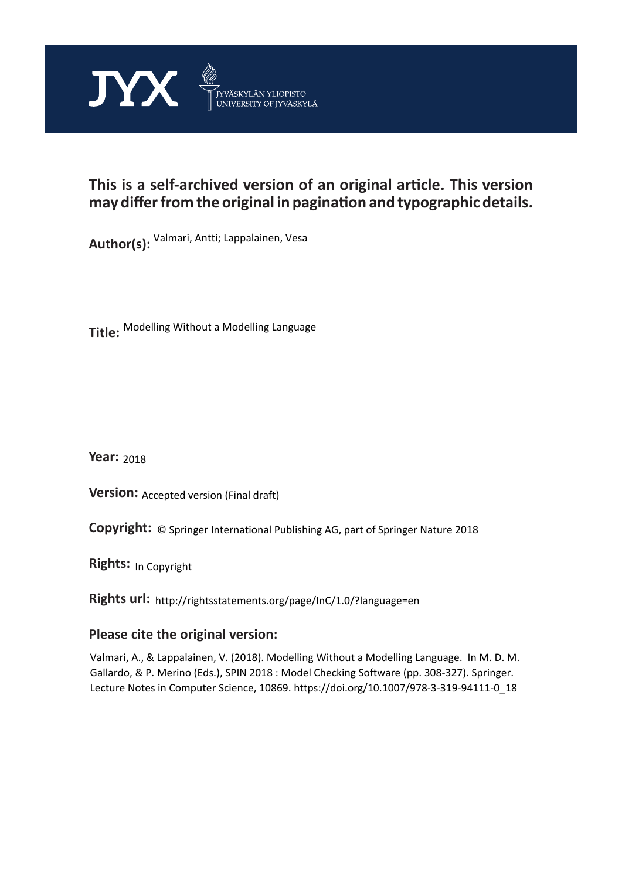JYX JYVÄSKYLÄN YLIOPISTO UNIVERSITY OF JYVÄSKYLÄ

## This is a self-archived version of an original article. This version may differ from the original in pagination and typographic details.

**Author(s):** Valmari, Antti; Lappalainen, Vesa

**Title:** Modelling Without a Modelling Language

**Year:** 2018

**Version:** Accepted version (Final draft)

**Copyright:** © Springer International Publishing AG, part of Springer Nature 2018

**Rights:** In Copyright

**Rights url:** http://rightsstatements.org/page/InC/1.0/?language=en

**Please cite the original version:**

Valmari, A., & Lappalainen, V. (2018). Modelling Without a Modelling Language. In M. D. M. Gallardo, & P. Merino (Eds.), SPIN 2018 : Model Checking Software (pp. 308-327). Springer. Lecture Notes in Computer Science, 10869. https://doi.org/10.1007/978-3-319-94111-0_18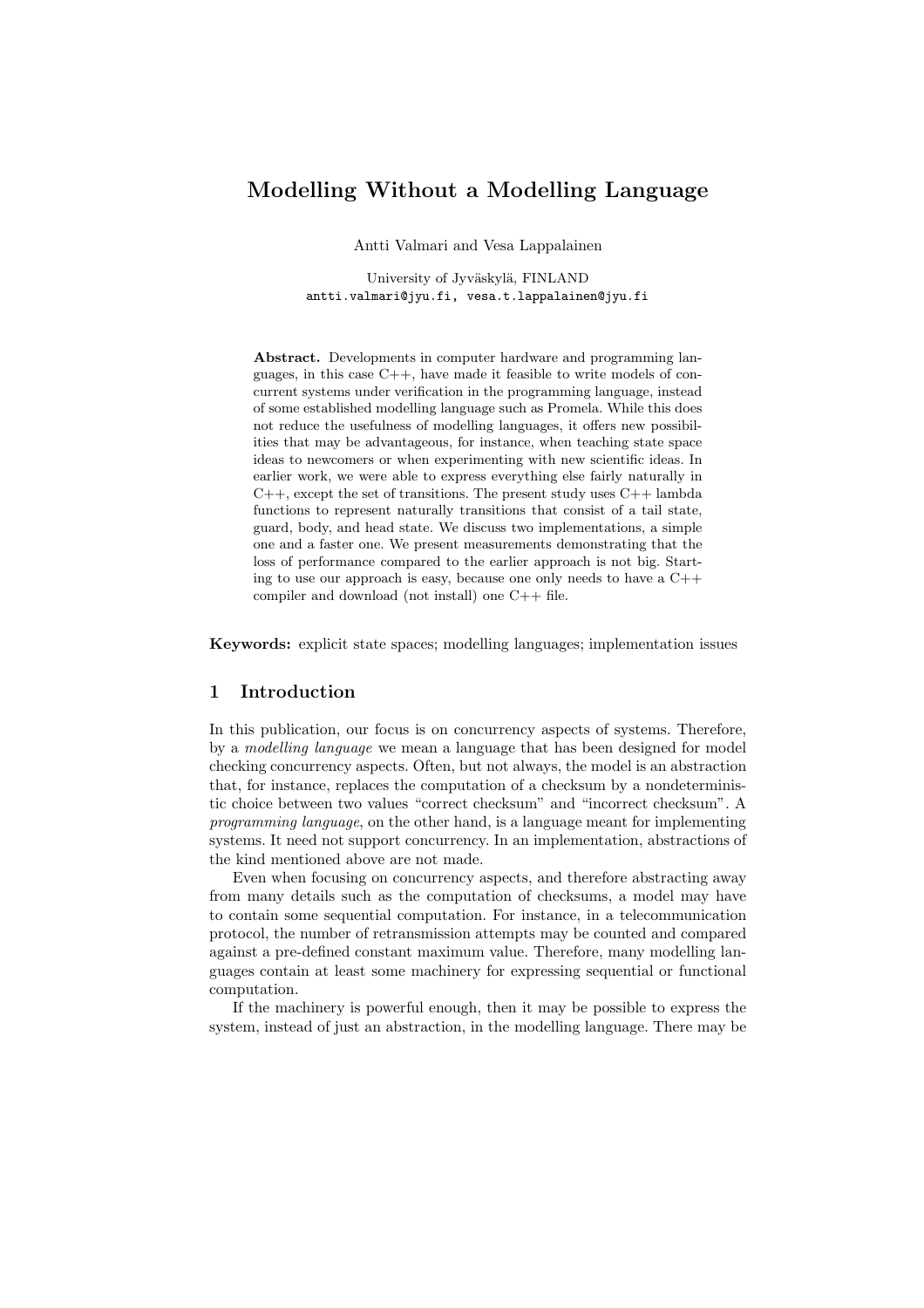# Modelling Without a Modelling Language

Antti Valmari and Vesa Lappalainen

University of Jyväskylä, FINLAND
antti.valmari@jyu.fi, vesa.t.lappalainen@jyu.fi

**Abstract.** Developments in computer hardware and programming languages, in this case C++, have made it feasible to write models of concurrent systems under verification in the programming language, instead of some established modelling language such as Promela. While this does not reduce the usefulness of modelling languages, it offers new possibilities that may be advantageous, for instance, when teaching state space ideas to newcomers or when experimenting with new scientific ideas. In earlier work, we were able to express everything else fairly naturally in C++, except the set of transitions. The present study uses C++ lambda functions to represent naturally transitions that consist of a tail state, guard, body, and head state. We discuss two implementations, a simple one and a faster one. We present measurements demonstrating that the loss of performance compared to the earlier approach is not big. Starting to use our approach is easy, because one only needs to have a C++ compiler and download (not install) one C++ file.

**Keywords:** explicit state spaces; modelling languages; implementation issues

## 1 Introduction

In this publication, our focus is on concurrency aspects of systems. Therefore, by a *modelling language* we mean a language that has been designed for model checking concurrency aspects. Often, but not always, the model is an abstraction that, for instance, replaces the computation of a checksum by a nondeterministic choice between two values "correct checksum" and "incorrect checksum". A *programming language*, on the other hand, is a language meant for implementing systems. It need not support concurrency. In an implementation, abstractions of the kind mentioned above are not made.

Even when focusing on concurrency aspects, and therefore abstracting away from many details such as the computation of checksums, a model may have to contain some sequential computation. For instance, in a telecommunication protocol, the number of retransmission attempts may be counted and compared against a pre-defined constant maximum value. Therefore, many modelling languages contain at least some machinery for expressing sequential or functional computation.

If the machinery is powerful enough, then it may be possible to express the system, instead of just an abstraction, in the modelling language. There may be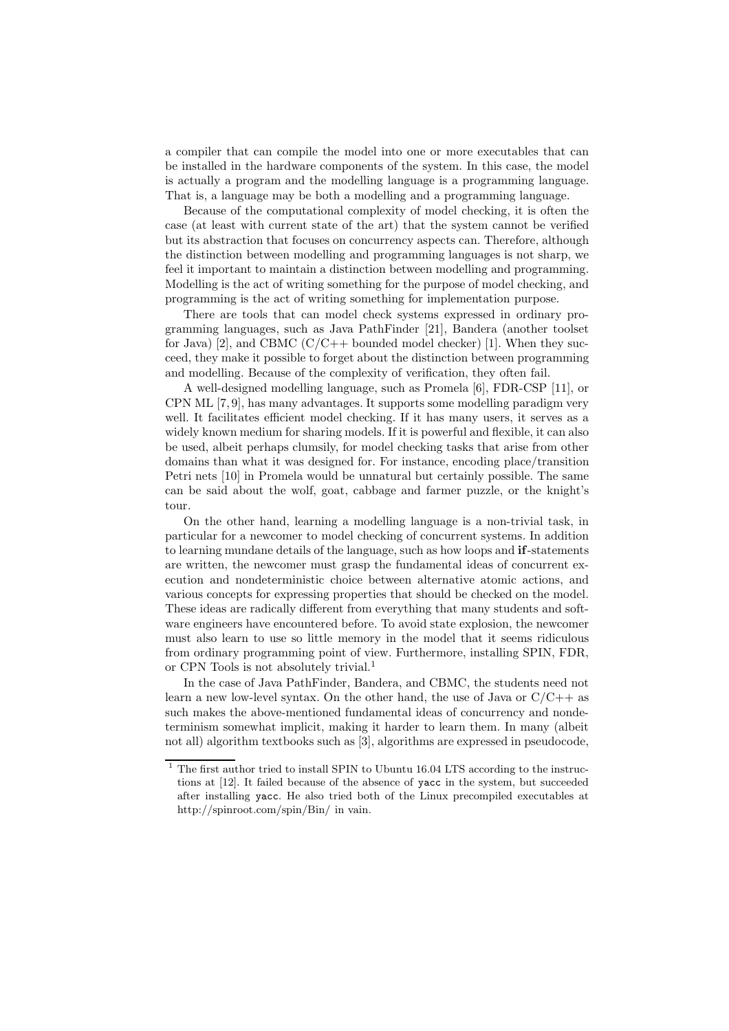a compiler that can compile the model into one or more executables that can be installed in the hardware components of the system. In this case, the model is actually a program and the modelling language is a programming language. That is, a language may be both a modelling and a programming language.

Because of the computational complexity of model checking, it is often the case (at least with current state of the art) that the system cannot be verified but its abstraction that focuses on concurrency aspects can. Therefore, although the distinction between modelling and programming languages is not sharp, we feel it important to maintain a distinction between modelling and programming. Modelling is the act of writing something for the purpose of model checking, and programming is the act of writing something for implementation purpose.

There are tools that can model check systems expressed in ordinary programming languages, such as Java PathFinder [21], Bandera (another toolset for Java) [2], and CBMC (C/C++ bounded model checker) [1]. When they succeed, they make it possible to forget about the distinction between programming and modelling. Because of the complexity of verification, they often fail.

A well-designed modelling language, such as Promela [6], FDR-CSP [11], or CPN ML [7, 9], has many advantages. It supports some modelling paradigm very well. It facilitates efficient model checking. If it has many users, it serves as a widely known medium for sharing models. If it is powerful and flexible, it can also be used, albeit perhaps clumsily, for model checking tasks that arise from other domains than what it was designed for. For instance, encoding place/transition Petri nets [10] in Promela would be unnatural but certainly possible. The same can be said about the wolf, goat, cabbage and farmer puzzle, or the knight's tour.

On the other hand, learning a modelling language is a non-trivial task, in particular for a newcomer to model checking of concurrent systems. In addition to learning mundane details of the language, such as how loops and **if**-statements are written, the newcomer must grasp the fundamental ideas of concurrent execution and nondeterministic choice between alternative atomic actions, and various concepts for expressing properties that should be checked on the model. These ideas are radically different from everything that many students and software engineers have encountered before. To avoid state explosion, the newcomer must also learn to use so little memory in the model that it seems ridiculous from ordinary programming point of view. Furthermore, installing SPIN, FDR, or CPN Tools is not absolutely trivial.[1]

In the case of Java PathFinder, Bandera, and CBMC, the students need not learn a new low-level syntax. On the other hand, the use of Java or C/C++ as such makes the above-mentioned fundamental ideas of concurrency and nondeterminism somewhat implicit, making it harder to learn them. In many (albeit not all) algorithm textbooks such as [3], algorithms are expressed in pseudocode,

[1] The first author tried to install SPIN to Ubuntu 16.04 LTS according to the instructions at [12]. It failed because of the absence of `yacc` in the system, but succeeded after installing `yacc`. He also tried both of the Linux precompiled executables at http://spinroot.com/spin/Bin/ in vain.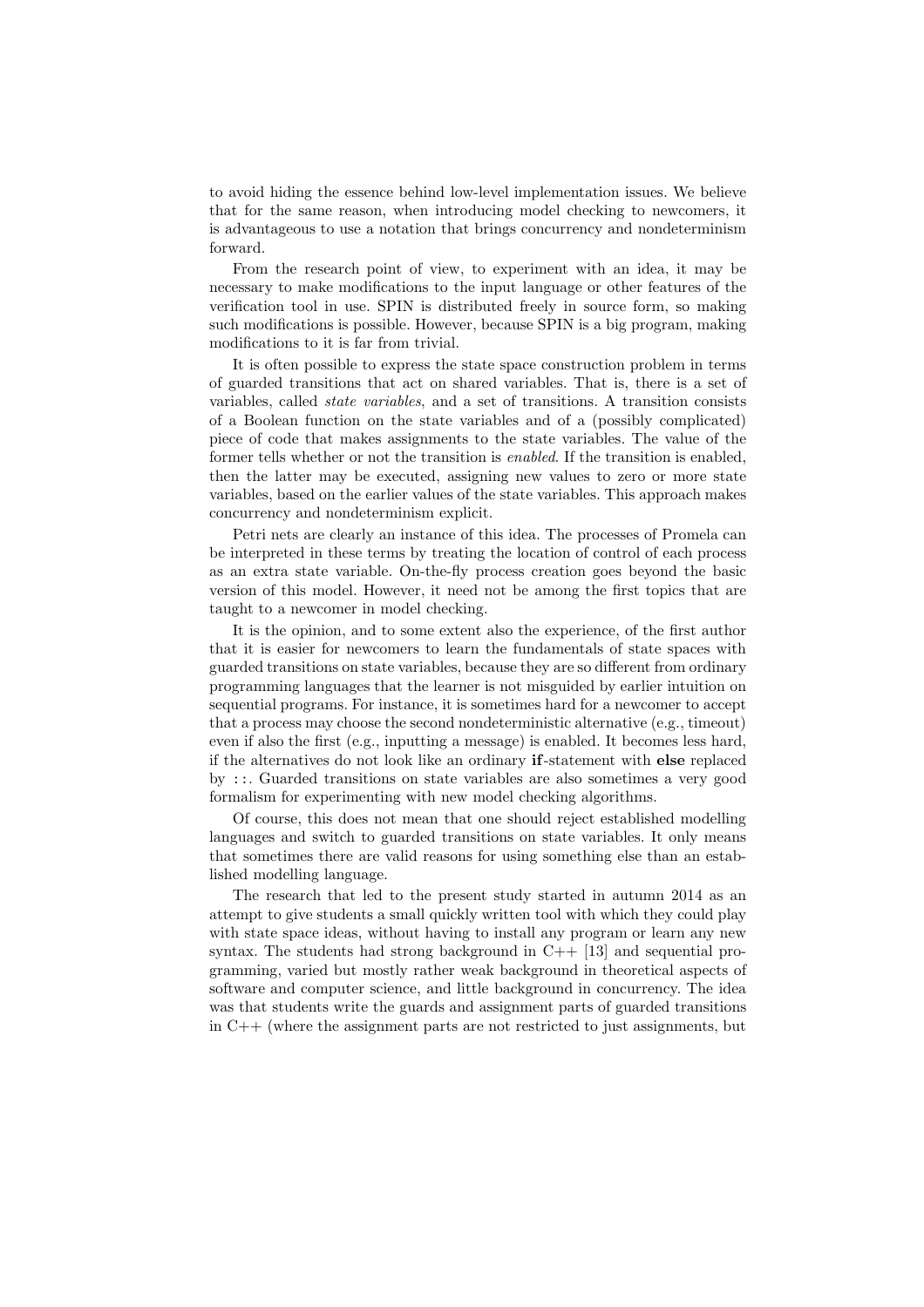to avoid hiding the essence behind low-level implementation issues. We believe that for the same reason, when introducing model checking to newcomers, it is advantageous to use a notation that brings concurrency and nondeterminism forward.

From the research point of view, to experiment with an idea, it may be necessary to make modifications to the input language or other features of the verification tool in use. SPIN is distributed freely in source form, so making such modifications is possible. However, because SPIN is a big program, making modifications to it is far from trivial.

It is often possible to express the state space construction problem in terms of guarded transitions that act on shared variables. That is, there is a set of variables, called *state variables*, and a set of transitions. A transition consists of a Boolean function on the state variables and of a (possibly complicated) piece of code that makes assignments to the state variables. The value of the former tells whether or not the transition is *enabled*. If the transition is enabled, then the latter may be executed, assigning new values to zero or more state variables, based on the earlier values of the state variables. This approach makes concurrency and nondeterminism explicit.

Petri nets are clearly an instance of this idea. The processes of Promela can be interpreted in these terms by treating the location of control of each process as an extra state variable. On-the-fly process creation goes beyond the basic version of this model. However, it need not be among the first topics that are taught to a newcomer in model checking.

It is the opinion, and to some extent also the experience, of the first author that it is easier for newcomers to learn the fundamentals of state spaces with guarded transitions on state variables, because they are so different from ordinary programming languages that the learner is not misguided by earlier intuition on sequential programs. For instance, it is sometimes hard for a newcomer to accept that a process may choose the second nondeterministic alternative (e.g., timeout) even if also the first (e.g., inputting a message) is enabled. It becomes less hard, if the alternatives do not look like an ordinary **if**-statement with **else** replaced by `::`. Guarded transitions on state variables are also sometimes a very good formalism for experimenting with new model checking algorithms.

Of course, this does not mean that one should reject established modelling languages and switch to guarded transitions on state variables. It only means that sometimes there are valid reasons for using something else than an established modelling language.

The research that led to the present study started in autumn 2014 as an attempt to give students a small quickly written tool with which they could play with state space ideas, without having to install any program or learn any new syntax. The students had strong background in C++ [13] and sequential programming, varied but mostly rather weak background in theoretical aspects of software and computer science, and little background in concurrency. The idea was that students write the guards and assignment parts of guarded transitions in C++ (where the assignment parts are not restricted to just assignments, but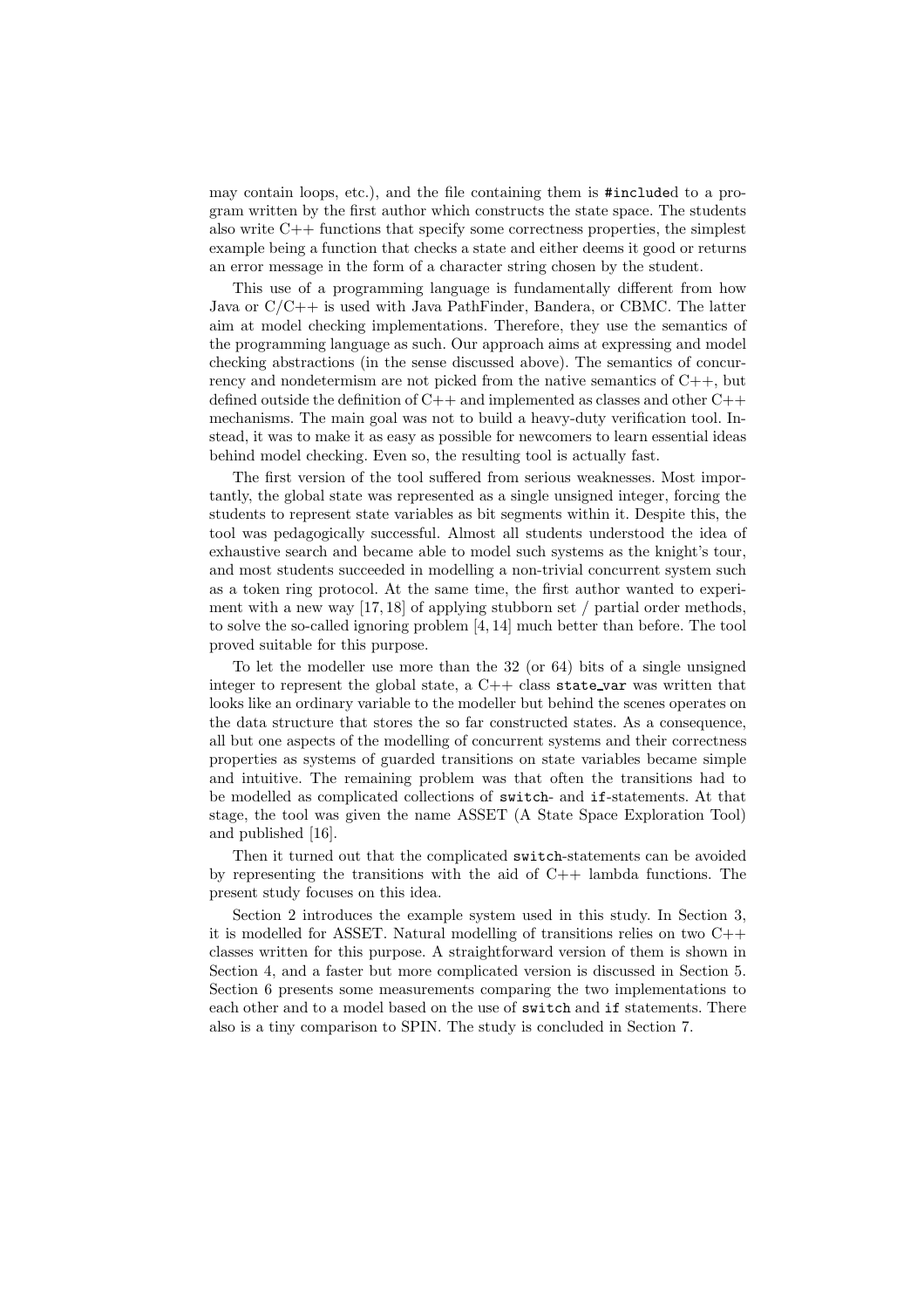may contain loops, etc.), and the file containing them is `#include`d to a program written by the first author which constructs the state space. The students also write C++ functions that specify some correctness properties, the simplest example being a function that checks a state and either deems it good or returns an error message in the form of a character string chosen by the student.

This use of a programming language is fundamentally different from how Java or C/C++ is used with Java PathFinder, Bandera, or CBMC. The latter aim at model checking implementations. Therefore, they use the semantics of the programming language as such. Our approach aims at expressing and model checking abstractions (in the sense discussed above). The semantics of concurrency and nondetermism are not picked from the native semantics of C++, but defined outside the definition of C++ and implemented as classes and other C++ mechanisms. The main goal was not to build a heavy-duty verification tool. Instead, it was to make it as easy as possible for newcomers to learn essential ideas behind model checking. Even so, the resulting tool is actually fast.

The first version of the tool suffered from serious weaknesses. Most importantly, the global state was represented as a single unsigned integer, forcing the students to represent state variables as bit segments within it. Despite this, the tool was pedagogically successful. Almost all students understood the idea of exhaustive search and became able to model such systems as the knight's tour, and most students succeeded in modelling a non-trivial concurrent system such as a token ring protocol. At the same time, the first author wanted to experiment with a new way [17, 18] of applying stubborn set / partial order methods, to solve the so-called ignoring problem [4, 14] much better than before. The tool proved suitable for this purpose.

To let the modeller use more than the 32 (or 64) bits of a single unsigned integer to represent the global state, a C++ class `state_var` was written that looks like an ordinary variable to the modeller but behind the scenes operates on the data structure that stores the so far constructed states. As a consequence, all but one aspects of the modelling of concurrent systems and their correctness properties as systems of guarded transitions on state variables became simple and intuitive. The remaining problem was that often the transitions had to be modelled as complicated collections of `switch`- and `if`-statements. At that stage, the tool was given the name ASSET (A State Space Exploration Tool) and published [16].

Then it turned out that the complicated `switch`-statements can be avoided by representing the transitions with the aid of C++ lambda functions. The present study focuses on this idea.

Section 2 introduces the example system used in this study. In Section 3, it is modelled for ASSET. Natural modelling of transitions relies on two C++ classes written for this purpose. A straightforward version of them is shown in Section 4, and a faster but more complicated version is discussed in Section 5. Section 6 presents some measurements comparing the two implementations to each other and to a model based on the use of `switch` and `if` statements. There also is a tiny comparison to SPIN. The study is concluded in Section 7.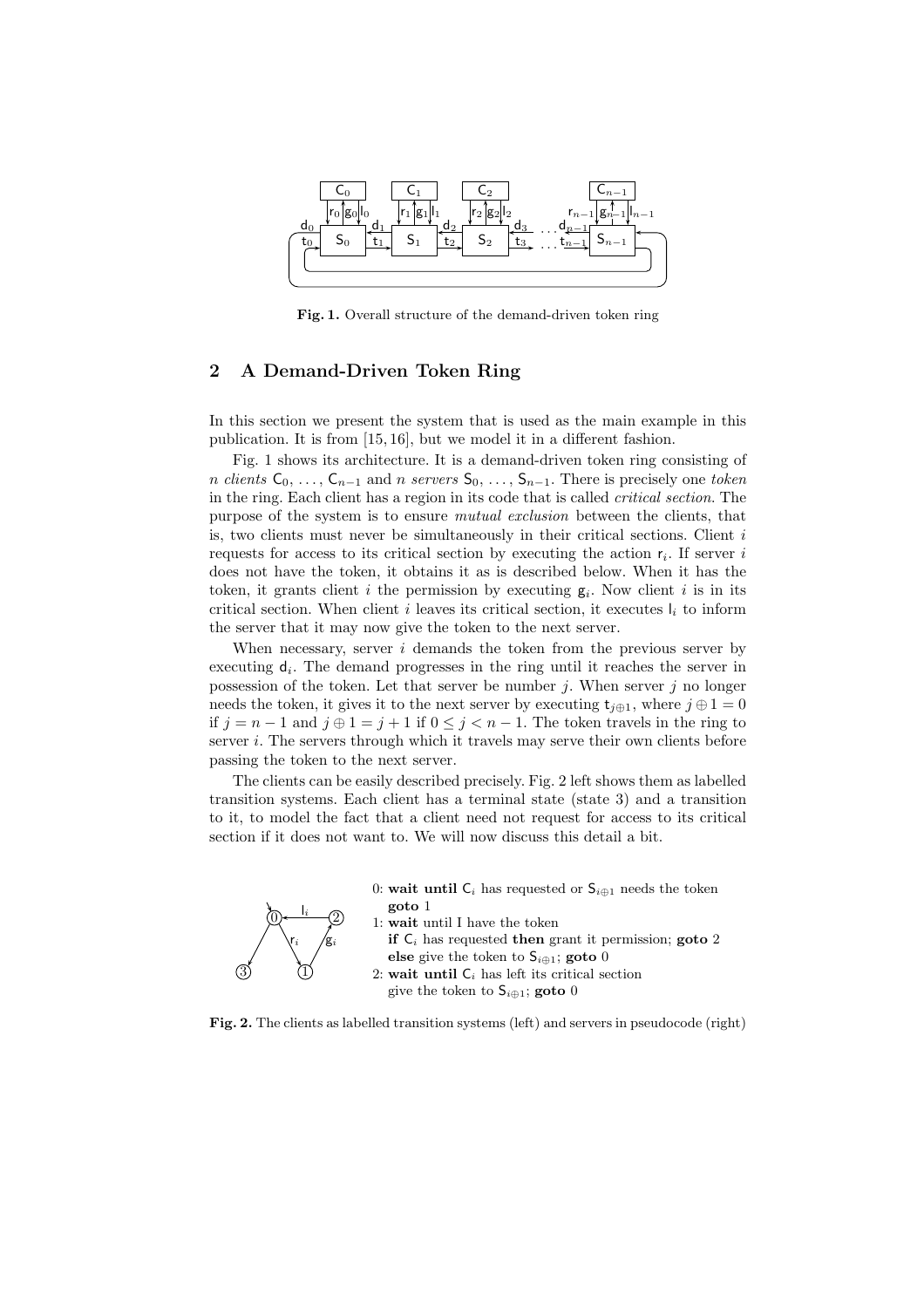**Fig. 1.** Overall structure of the demand-driven token ring

## 2 A Demand-Driven Token Ring

In this section we present the system that is used as the main example in this publication. It is from [15, 16], but we model it in a different fashion.

Fig. 1 shows its architecture. It is a demand-driven token ring consisting of $n$ *clients* $C_0, \ldots, C_{n-1}$ and $n$ *servers* $S_0, \ldots, S_{n-1}$. There is precisely one *token* in the ring. Each client has a region in its code that is called *critical section*. The purpose of the system is to ensure *mutual exclusion* between the clients, that is, two clients must never be simultaneously in their critical sections. Client $i$ requests for access to its critical section by executing the action $r_i$. If server $i$ does not have the token, it obtains it as is described below. When it has the token, it grants client $i$ the permission by executing $g_i$. Now client $i$ is in its critical section. When client $i$ leaves its critical section, it executes $l_i$ to inform the server that it may now give the token to the next server.

When necessary, server $i$ demands the token from the previous server by executing $d_i$. The demand progresses in the ring until it reaches the server in possession of the token. Let that server be number $j$. When server $j$ no longer needs the token, it gives it to the next server by executing $t_{j \oplus 1}$, where $j \oplus 1 = 0$ if $j = n-1$ and $j \oplus 1 = j+1$ if $0 \leq j < n-1$. The token travels in the ring to server $i$. The servers through which it travels may serve their own clients before passing the token to the next server.

The clients can be easily described precisely. Fig. 2 left shows them as labelled transition systems. Each client has a terminal state (state 3) and a transition to it, to model the fact that a client need not request for access to its critical section if it does not want to. We will now discuss this detail a bit.

0: **wait until** $C_i$ has requested or $S_{i \oplus 1}$ needs the token
   **goto** 1
1: **wait** until I have the token
   **if** $C_i$ has requested **then** grant it permission; **goto** 2
   **else** give the token to $S_{i \oplus 1}$; **goto** 0
2: **wait until** $C_i$ has left its critical section
   give the token to $S_{i \oplus 1}$; **goto** 0

**Fig. 2.** The clients as labelled transition systems (left) and servers in pseudocode (right)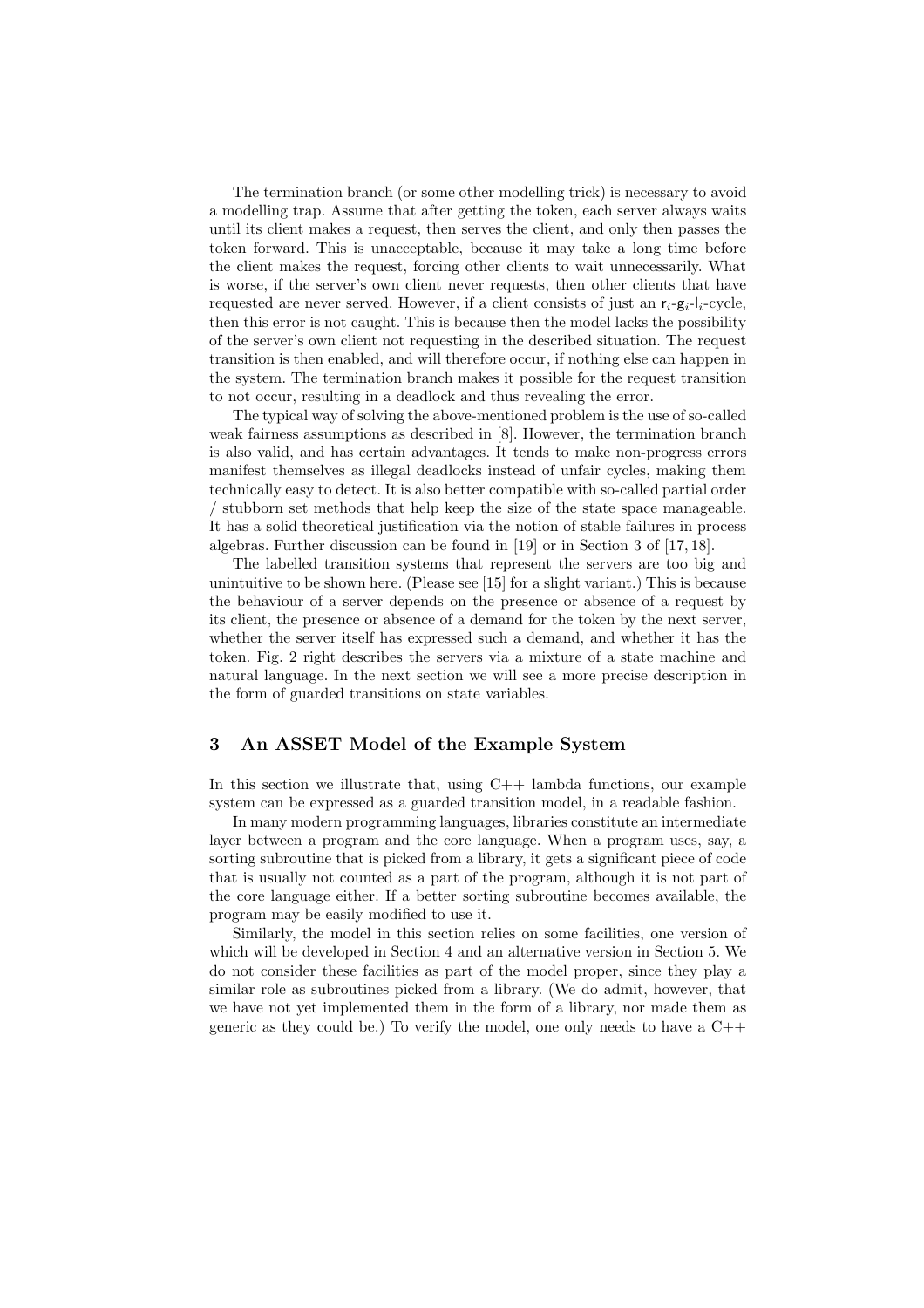The termination branch (or some other modelling trick) is necessary to avoid a modelling trap. Assume that after getting the token, each server always waits until its client makes a request, then serves the client, and only then passes the token forward. This is unacceptable, because it may take a long time before the client makes the request, forcing other clients to wait unnecessarily. What is worse, if the server's own client never requests, then other clients that have requested are never served. However, if a client consists of just an $\mathsf{r}_i$-$\mathsf{g}_i$-$\mathsf{l}_i$-cycle, then this error is not caught. This is because then the model lacks the possibility of the server's own client not requesting in the described situation. The request transition is then enabled, and will therefore occur, if nothing else can happen in the system. The termination branch makes it possible for the request transition to not occur, resulting in a deadlock and thus revealing the error.

The typical way of solving the above-mentioned problem is the use of so-called weak fairness assumptions as described in [8]. However, the termination branch is also valid, and has certain advantages. It tends to make non-progress errors manifest themselves as illegal deadlocks instead of unfair cycles, making them technically easy to detect. It is also better compatible with so-called partial order / stubborn set methods that help keep the size of the state space manageable. It has a solid theoretical justification via the notion of stable failures in process algebras. Further discussion can be found in [19] or in Section 3 of [17, 18].

The labelled transition systems that represent the servers are too big and unintuitive to be shown here. (Please see [15] for a slight variant.) This is because the behaviour of a server depends on the presence or absence of a request by its client, the presence or absence of a demand for the token by the next server, whether the server itself has expressed such a demand, and whether it has the token. Fig. 2 right describes the servers via a mixture of a state machine and natural language. In the next section we will see a more precise description in the form of guarded transitions on state variables.

## 3 An ASSET Model of the Example System

In this section we illustrate that, using C++ lambda functions, our example system can be expressed as a guarded transition model, in a readable fashion.

In many modern programming languages, libraries constitute an intermediate layer between a program and the core language. When a program uses, say, a sorting subroutine that is picked from a library, it gets a significant piece of code that is usually not counted as a part of the program, although it is not part of the core language either. If a better sorting subroutine becomes available, the program may be easily modified to use it.

Similarly, the model in this section relies on some facilities, one version of which will be developed in Section 4 and an alternative version in Section 5. We do not consider these facilities as part of the model proper, since they play a similar role as subroutines picked from a library. (We do admit, however, that we have not yet implemented them in the form of a library, nor made them as generic as they could be.) To verify the model, one only needs to have a C++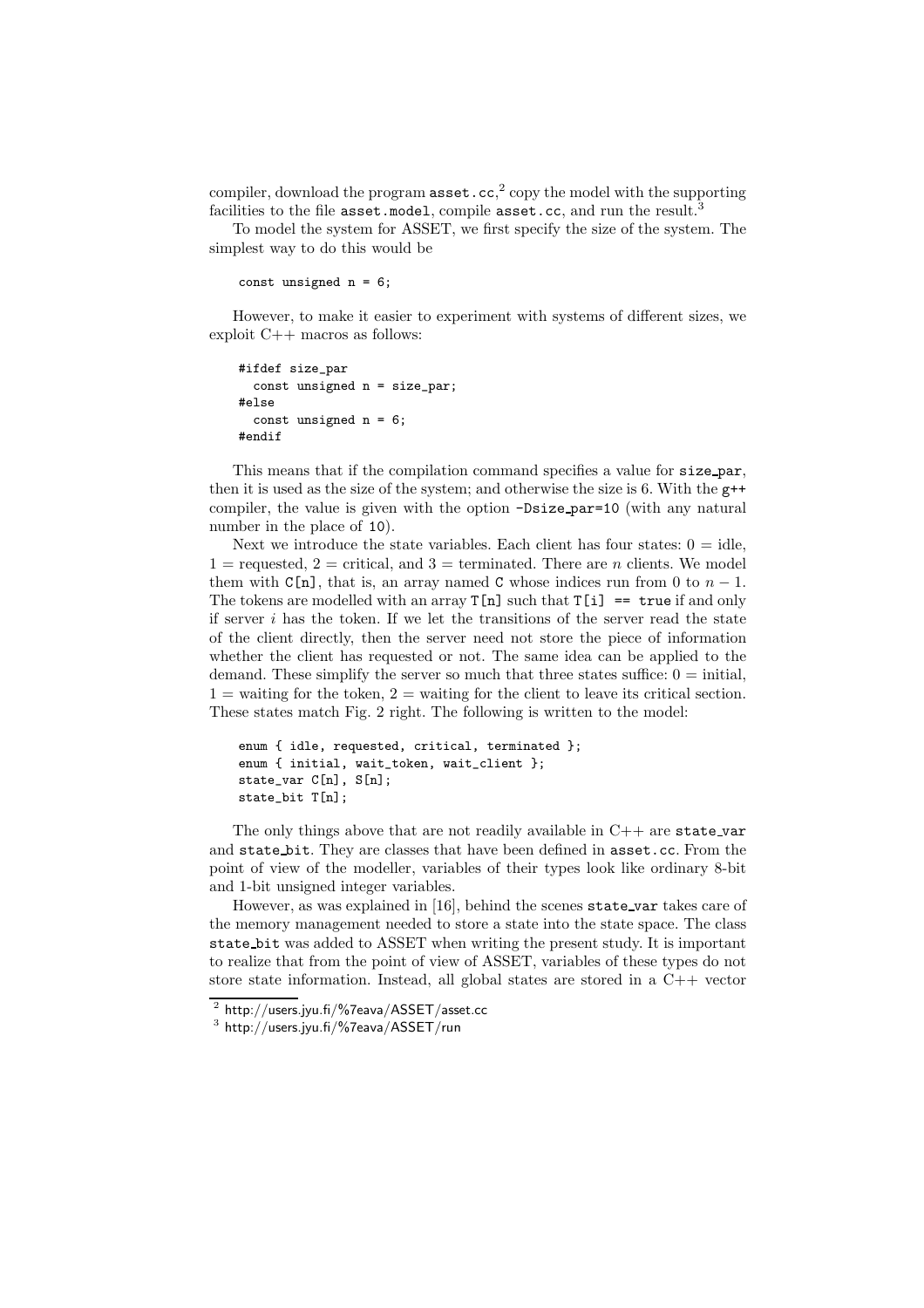compiler, download the program `asset.cc`,[2] copy the model with the supporting facilities to the file `asset.model`, compile `asset.cc`, and run the result.[3]

To model the system for ASSET, we first specify the size of the system. The simplest way to do this would be

```
const unsigned n = 6;
```

However, to make it easier to experiment with systems of different sizes, we exploit C++ macros as follows:

```
#ifdef size_par
  const unsigned n = size_par;
#else
  const unsigned n = 6;
#endif
```

This means that if the compilation command specifies a value for `size_par`, then it is used as the size of the system; and otherwise the size is 6. With the `g++` compiler, the value is given with the option `-Dsize_par=10` (with any natural number in the place of `10`).

Next we introduce the state variables. Each client has four states: $0 =$ idle, $1 =$ requested, $2 =$ critical, and $3 =$ terminated. There are $n$ clients. We model them with `C[n]`, that is, an array named `C` whose indices run from 0 to $n-1$. The tokens are modelled with an array `T[n]` such that `T[i] == true` if and only if server $i$ has the token. If we let the transitions of the server read the state of the client directly, then the server need not store the piece of information whether the client has requested or not. The same idea can be applied to the demand. These simplify the server so much that three states suffice: $0 =$ initial, $1 =$ waiting for the token, $2 =$ waiting for the client to leave its critical section. These states match Fig. 2 right. The following is written to the model:

```
enum { idle, requested, critical, terminated };
enum { initial, wait_token, wait_client };
state_var C[n], S[n];
state_bit T[n];
```

The only things above that are not readily available in C++ are `state_var` and `state_bit`. They are classes that have been defined in `asset.cc`. From the point of view of the modeller, variables of their types look like ordinary 8-bit and 1-bit unsigned integer variables.

However, as was explained in [16], behind the scenes `state_var` takes care of the memory management needed to store a state into the state space. The class `state_bit` was added to ASSET when writing the present study. It is important to realize that from the point of view of ASSET, variables of these types do not store state information. Instead, all global states are stored in a C++ vector

[2] http://users.jyu.fi/%7eava/ASSET/asset.cc

[3] http://users.jyu.fi/%7eava/ASSET/run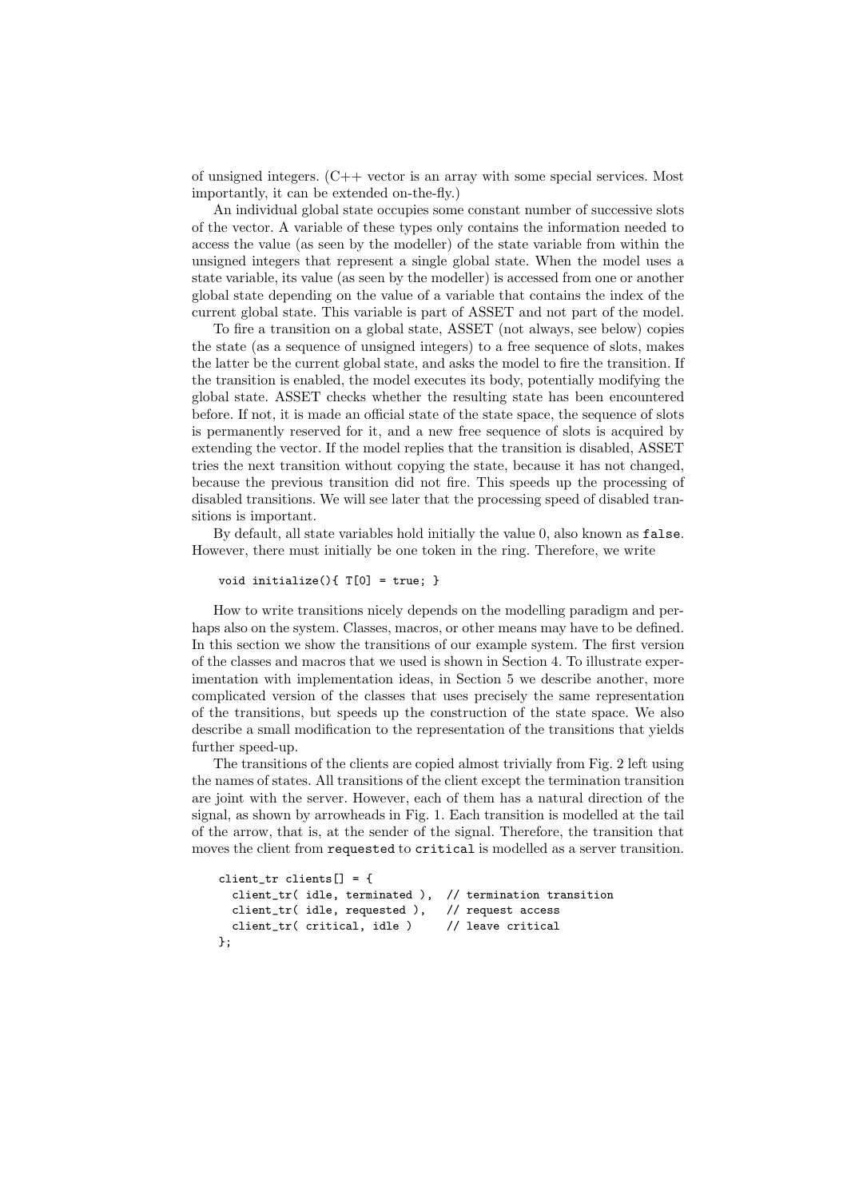of unsigned integers. (C++ vector is an array with some special services. Most importantly, it can be extended on-the-fly.)

An individual global state occupies some constant number of successive slots of the vector. A variable of these types only contains the information needed to access the value (as seen by the modeller) of the state variable from within the unsigned integers that represent a single global state. When the model uses a state variable, its value (as seen by the modeller) is accessed from one or another global state depending on the value of a variable that contains the index of the current global state. This variable is part of ASSET and not part of the model.

To fire a transition on a global state, ASSET (not always, see below) copies the state (as a sequence of unsigned integers) to a free sequence of slots, makes the latter be the current global state, and asks the model to fire the transition. If the transition is enabled, the model executes its body, potentially modifying the global state. ASSET checks whether the resulting state has been encountered before. If not, it is made an official state of the state space, the sequence of slots is permanently reserved for it, and a new free sequence of slots is acquired by extending the vector. If the model replies that the transition is disabled, ASSET tries the next transition without copying the state, because it has not changed, because the previous transition did not fire. This speeds up the processing of disabled transitions. We will see later that the processing speed of disabled transitions is important.

By default, all state variables hold initially the value 0, also known as `false`. However, there must initially be one token in the ring. Therefore, we write

```
void initialize(){ T[0] = true; }
```

How to write transitions nicely depends on the modelling paradigm and perhaps also on the system. Classes, macros, or other means may have to be defined. In this section we show the transitions of our example system. The first version of the classes and macros that we used is shown in Section 4. To illustrate experimentation with implementation ideas, in Section 5 we describe another, more complicated version of the classes that uses precisely the same representation of the transitions, but speeds up the construction of the state space. We also describe a small modification to the representation of the transitions that yields further speed-up.

The transitions of the clients are copied almost trivially from Fig. 2 left using the names of states. All transitions of the client except the termination transition are joint with the server. However, each of them has a natural direction of the signal, as shown by arrowheads in Fig. 1. Each transition is modelled at the tail of the arrow, that is, at the sender of the signal. Therefore, the transition that moves the client from `requested` to `critical` is modelled as a server transition.

```
client_tr clients[] = {
  client_tr( idle, terminated ),  // termination transition
  client_tr( idle, requested ),   // request access
  client_tr( critical, idle )     // leave critical
};
```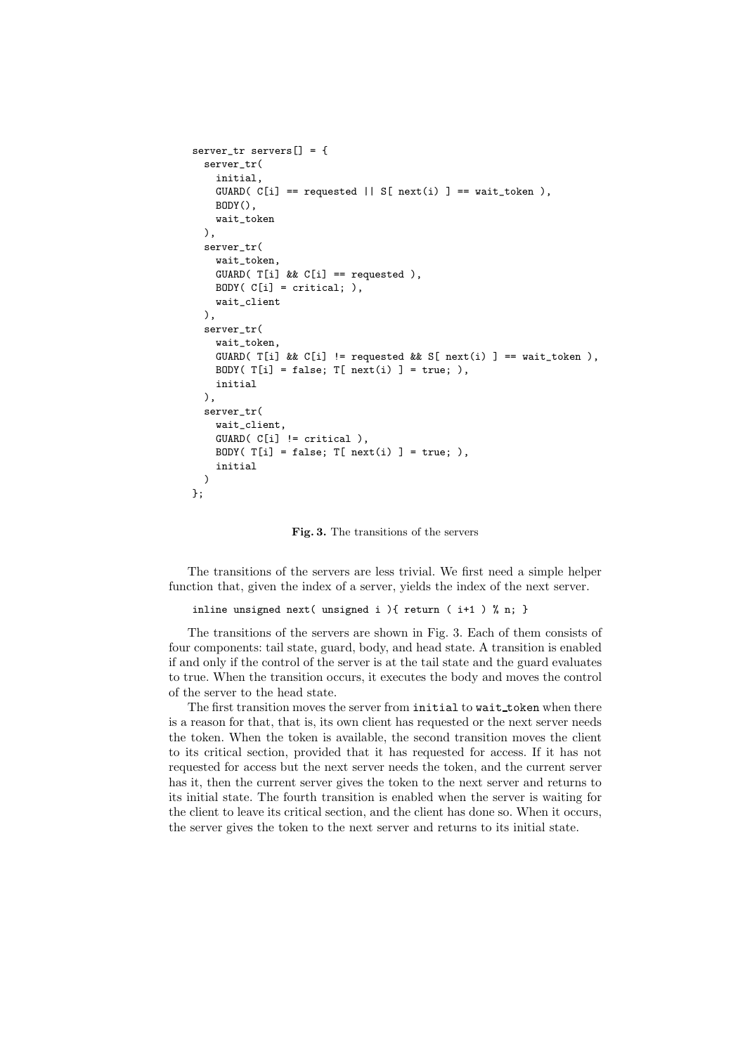```
server_tr servers[] = {
  server_tr(
    initial,
    GUARD( C[i] == requested || S[ next(i) ] == wait_token ),
    BODY(),
    wait_token
  ),
  server_tr(
    wait_token,
    GUARD( T[i] && C[i] == requested ),
    BODY( C[i] = critical; ),
    wait_client
  ),
  server_tr(
    wait_token,
    GUARD( T[i] && C[i] != requested && S[ next(i) ] == wait_token ),
    BODY( T[i] = false; T[ next(i) ] = true; ),
    initial
  ),
  server_tr(
    wait_client,
    GUARD( C[i] != critical ),
    BODY( T[i] = false; T[ next(i) ] = true; ),
    initial
  )
};
```

**Fig. 3.** The transitions of the servers

The transitions of the servers are less trivial. We first need a simple helper function that, given the index of a server, yields the index of the next server.

```
inline unsigned next( unsigned i ){ return ( i+1 ) % n; }
```

The transitions of the servers are shown in Fig. 3. Each of them consists of four components: tail state, guard, body, and head state. A transition is enabled if and only if the control of the server is at the tail state and the guard evaluates to true. When the transition occurs, it executes the body and moves the control of the server to the head state.

The first transition moves the server from `initial` to `wait_token` when there is a reason for that, that is, its own client has requested or the next server needs the token. When the token is available, the second transition moves the client to its critical section, provided that it has requested for access. If it has not requested for access but the next server needs the token, and the current server has it, then the current server gives the token to the next server and returns to its initial state. The fourth transition is enabled when the server is waiting for the client to leave its critical section, and the client has done so. When it occurs, the server gives the token to the next server and returns to its initial state.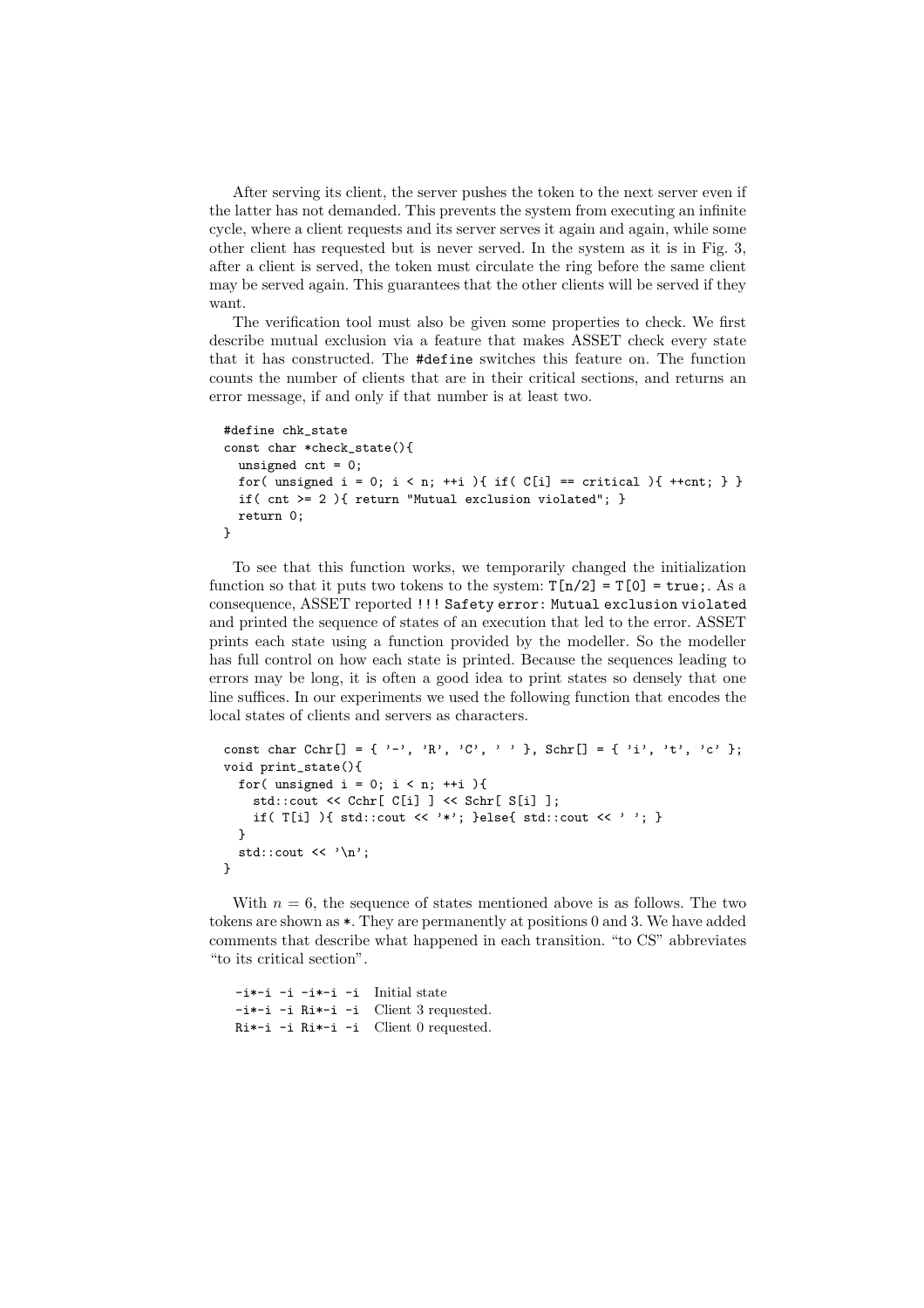After serving its client, the server pushes the token to the next server even if the latter has not demanded. This prevents the system from executing an infinite cycle, where a client requests and its server serves it again and again, while some other client has requested but is never served. In the system as it is in Fig. 3, after a client is served, the token must circulate the ring before the same client may be served again. This guarantees that the other clients will be served if they want.

The verification tool must also be given some properties to check. We first describe mutual exclusion via a feature that makes ASSET check every state that it has constructed. The `#define` switches this feature on. The function counts the number of clients that are in their critical sections, and returns an error message, if and only if that number is at least two.

```
#define chk_state
const char *check_state(){
  unsigned cnt = 0;
  for( unsigned i = 0; i < n; ++i ){ if( C[i] == critical ){ ++cnt; } }
  if( cnt >= 2 ){ return "Mutual exclusion violated"; }
  return 0;
}
```

To see that this function works, we temporarily changed the initialization function so that it puts two tokens to the system: `T[n/2] = T[0] = true;`. As a consequence, ASSET reported `!!! Safety error: Mutual exclusion violated` and printed the sequence of states of an execution that led to the error. ASSET prints each state using a function provided by the modeller. So the modeller has full control on how each state is printed. Because the sequences leading to errors may be long, it is often a good idea to print states so densely that one line suffices. In our experiments we used the following function that encodes the local states of clients and servers as characters.

```
const char Cchr[] = { '-', 'R', 'C', ' ' }, Schr[] = { 'i', 't', 'c' };
void print_state(){
  for( unsigned i = 0; i < n; ++i ){
    std::cout << Cchr[ C[i] ] << Schr[ S[i] ];
    if( T[i] ){ std::cout << '*'; }else{ std::cout << ' '; }
  }
  std::cout << '\n';
}
```

With $n = 6$, the sequence of states mentioned above is as follows. The two tokens are shown as `*`. They are permanently at positions 0 and 3. We have added comments that describe what happened in each transition. "to CS" abbreviates "to its critical section".

```
-i*-i -i -i*-i -i   Initial state
-i*-i -i Ri*-i -i   Client 3 requested.
Ri*-i -i Ri*-i -i   Client 0 requested.
```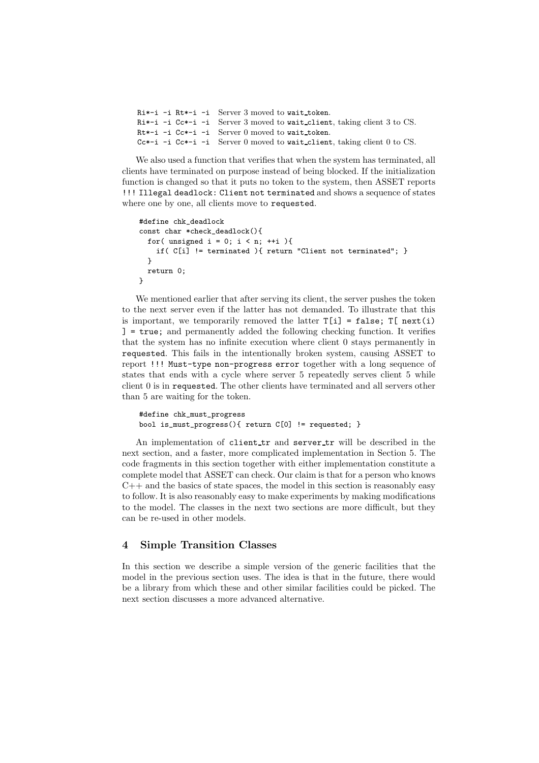| | |
|---|---|
| `Ri*-i -i Rt*-i -i` | Server 3 moved to `wait_token`. |
| `Ri*-i -i Cc*-i -i` | Server 3 moved to `wait_client`, taking client 3 to CS. |
| `Rt*-i -i Cc*-i -i` | Server 0 moved to `wait_token`. |
| `Cc*-i -i Cc*-i -i` | Server 0 moved to `wait_client`, taking client 0 to CS. |

We also used a function that verifies that when the system has terminated, all clients have terminated on purpose instead of being blocked. If the initialization function is changed so that it puts no token to the system, then ASSET reports `!!! Illegal deadlock: Client not terminated` and shows a sequence of states where one by one, all clients move to `requested`.

```
#define chk_deadlock
const char *check_deadlock(){
  for( unsigned i = 0; i < n; ++i ){
    if( C[i] != terminated ){ return "Client not terminated"; }
  }
  return 0;
}
```

We mentioned earlier that after serving its client, the server pushes the token to the next server even if the latter has not demanded. To illustrate that this is important, we temporarily removed the latter `T[i] = false; T[ next(i) ] = true;` and permanently added the following checking function. It verifies that the system has no infinite execution where client 0 stays permanently in `requested`. This fails in the intentionally broken system, causing ASSET to report `!!! Must-type non-progress error` together with a long sequence of states that ends with a cycle where server 5 repeatedly serves client 5 while client 0 is in `requested`. The other clients have terminated and all servers other than 5 are waiting for the token.

```
#define chk_must_progress
bool is_must_progress(){ return C[0] != requested; }
```

An implementation of `client_tr` and `server_tr` will be described in the next section, and a faster, more complicated implementation in Section 5. The code fragments in this section together with either implementation constitute a complete model that ASSET can check. Our claim is that for a person who knows C++ and the basics of state spaces, the model in this section is reasonably easy to follow. It is also reasonably easy to make experiments by making modifications to the model. The classes in the next two sections are more difficult, but they can be re-used in other models.

## 4 Simple Transition Classes

In this section we describe a simple version of the generic facilities that the model in the previous section uses. The idea is that in the future, there would be a library from which these and other similar facilities could be picked. The next section discusses a more advanced alternative.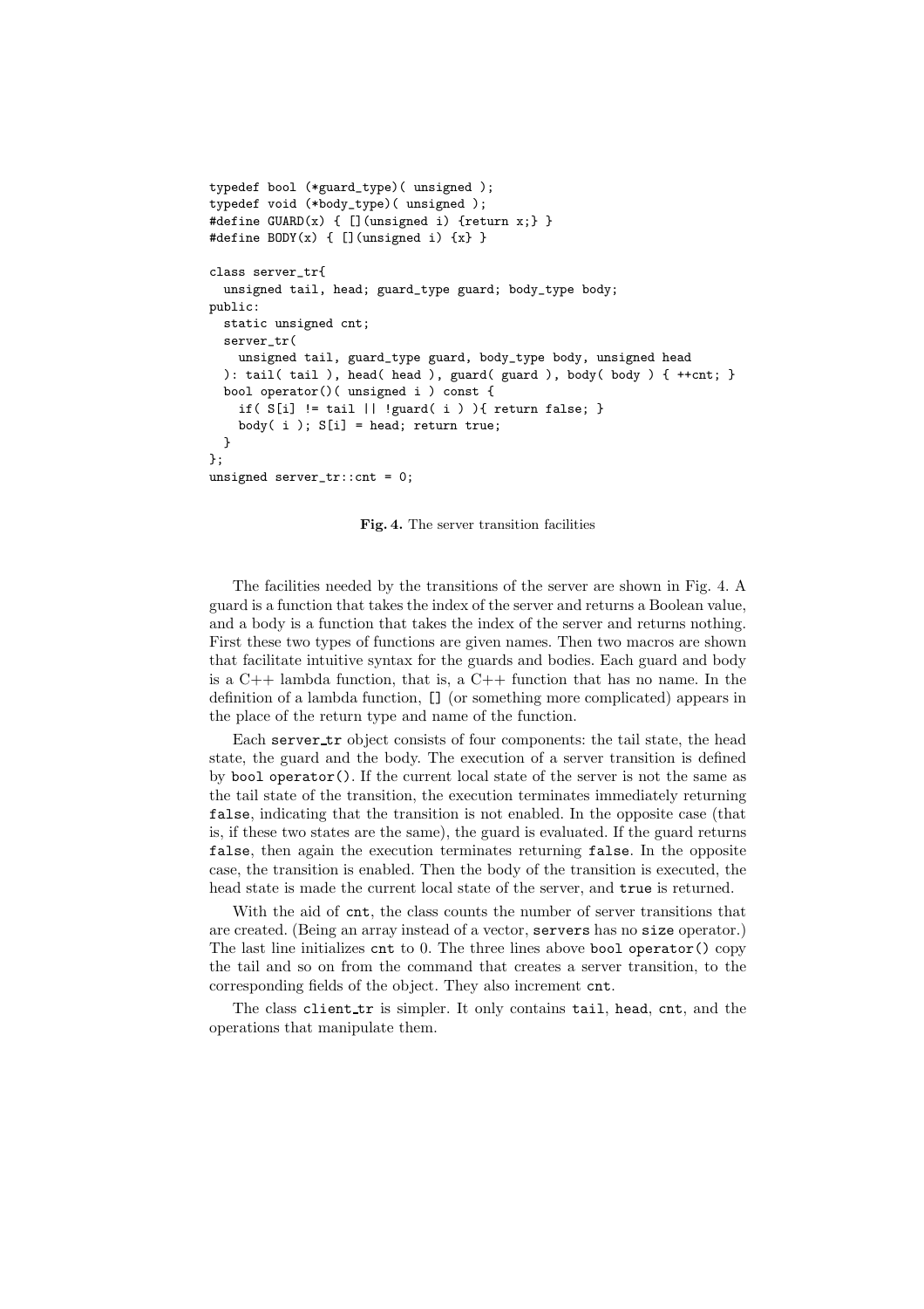```
typedef bool (*guard_type)( unsigned );
typedef void (*body_type)( unsigned );
#define GUARD(x) { [](unsigned i) {return x;} }
#define BODY(x) { [](unsigned i) {x} }

class server_tr{
  unsigned tail, head; guard_type guard; body_type body;
public:
  static unsigned cnt;
  server_tr(
    unsigned tail, guard_type guard, body_type body, unsigned head
  ): tail( tail ), head( head ), guard( guard ), body( body ) { ++cnt; }
  bool operator()( unsigned i ) const {
    if( S[i] != tail || !guard( i ) ){ return false; }
    body( i ); S[i] = head; return true;
  }
};
unsigned server_tr::cnt = 0;
```

**Fig. 4.** The server transition facilities

The facilities needed by the transitions of the server are shown in Fig. 4. A guard is a function that takes the index of the server and returns a Boolean value, and a body is a function that takes the index of the server and returns nothing. First these two types of functions are given names. Then two macros are shown that facilitate intuitive syntax for the guards and bodies. Each guard and body is a C++ lambda function, that is, a C++ function that has no name. In the definition of a lambda function, `[]` (or something more complicated) appears in the place of the return type and name of the function.

Each `server_tr` object consists of four components: the tail state, the head state, the guard and the body. The execution of a server transition is defined by `bool operator()`. If the current local state of the server is not the same as the tail state of the transition, the execution terminates immediately returning `false`, indicating that the transition is not enabled. In the opposite case (that is, if these two states are the same), the guard is evaluated. If the guard returns `false`, then again the execution terminates returning `false`. In the opposite case, the transition is enabled. Then the body of the transition is executed, the head state is made the current local state of the server, and `true` is returned.

With the aid of `cnt`, the class counts the number of server transitions that are created. (Being an array instead of a vector, `servers` has no `size` operator.) The last line initializes `cnt` to 0. The three lines above `bool operator()` copy the tail and so on from the command that creates a server transition, to the corresponding fields of the object. They also increment `cnt`.

The class `client_tr` is simpler. It only contains `tail`, `head`, `cnt`, and the operations that manipulate them.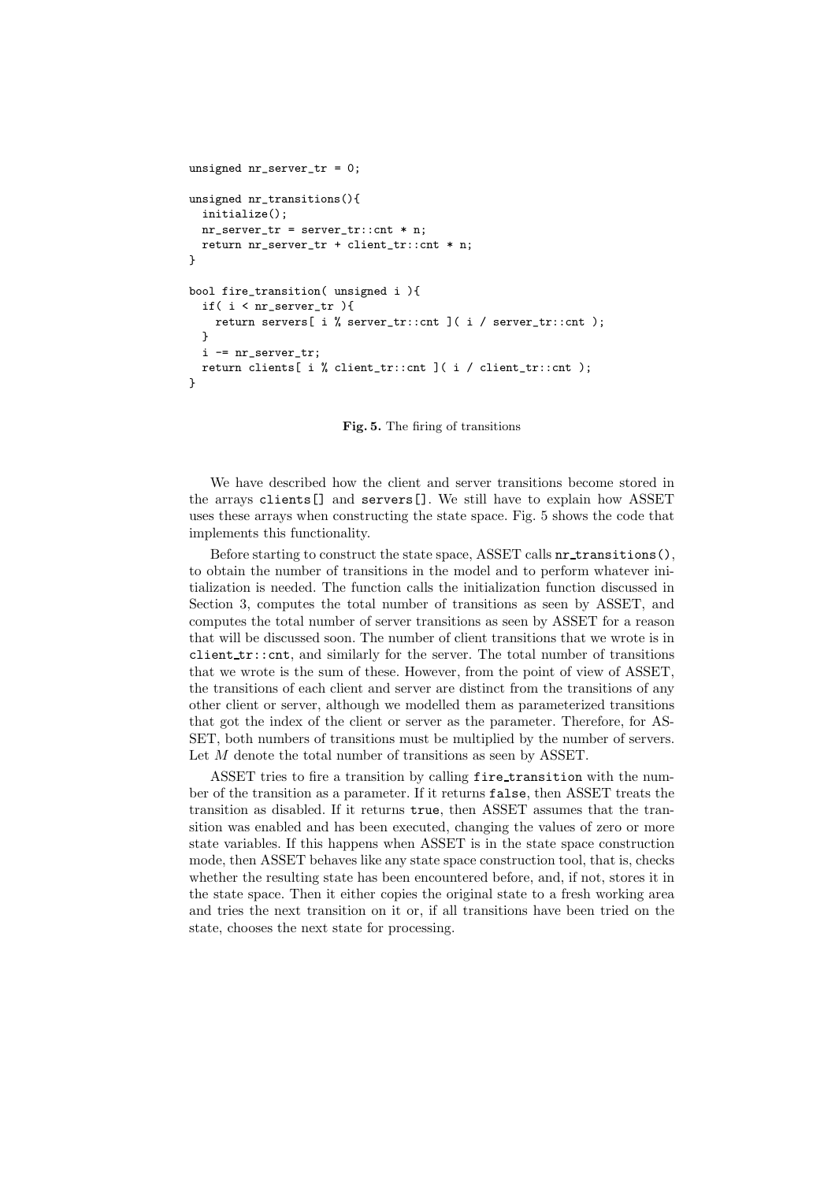```
unsigned nr_server_tr = 0;

unsigned nr_transitions(){
  initialize();
  nr_server_tr = server_tr::cnt * n;
  return nr_server_tr + client_tr::cnt * n;
}

bool fire_transition( unsigned i ){
  if( i < nr_server_tr ){
    return servers[ i % server_tr::cnt ]( i / server_tr::cnt );
  }
  i -= nr_server_tr;
  return clients[ i % client_tr::cnt ]( i / client_tr::cnt );
}
```

**Fig. 5.** The firing of transitions

We have described how the client and server transitions become stored in the arrays `clients[]` and `servers[]`. We still have to explain how ASSET uses these arrays when constructing the state space. Fig. 5 shows the code that implements this functionality.

Before starting to construct the state space, ASSET calls `nr_transitions()`, to obtain the number of transitions in the model and to perform whatever initialization is needed. The function calls the initialization function discussed in Section 3, computes the total number of transitions as seen by ASSET, and computes the total number of server transitions as seen by ASSET for a reason that will be discussed soon. The number of client transitions that we wrote is in `client_tr::cnt`, and similarly for the server. The total number of transitions that we wrote is the sum of these. However, from the point of view of ASSET, the transitions of each client and server are distinct from the transitions of any other client or server, although we modelled them as parameterized transitions that got the index of the client or server as the parameter. Therefore, for ASSET, both numbers of transitions must be multiplied by the number of servers. Let $M$ denote the total number of transitions as seen by ASSET.

ASSET tries to fire a transition by calling `fire_transition` with the number of the transition as a parameter. If it returns `false`, then ASSET treats the transition as disabled. If it returns `true`, then ASSET assumes that the transition was enabled and has been executed, changing the values of zero or more state variables. If this happens when ASSET is in the state space construction mode, then ASSET behaves like any state space construction tool, that is, checks whether the resulting state has been encountered before, and, if not, stores it in the state space. Then it either copies the original state to a fresh working area and tries the next transition on it or, if all transitions have been tried on the state, chooses the next state for processing.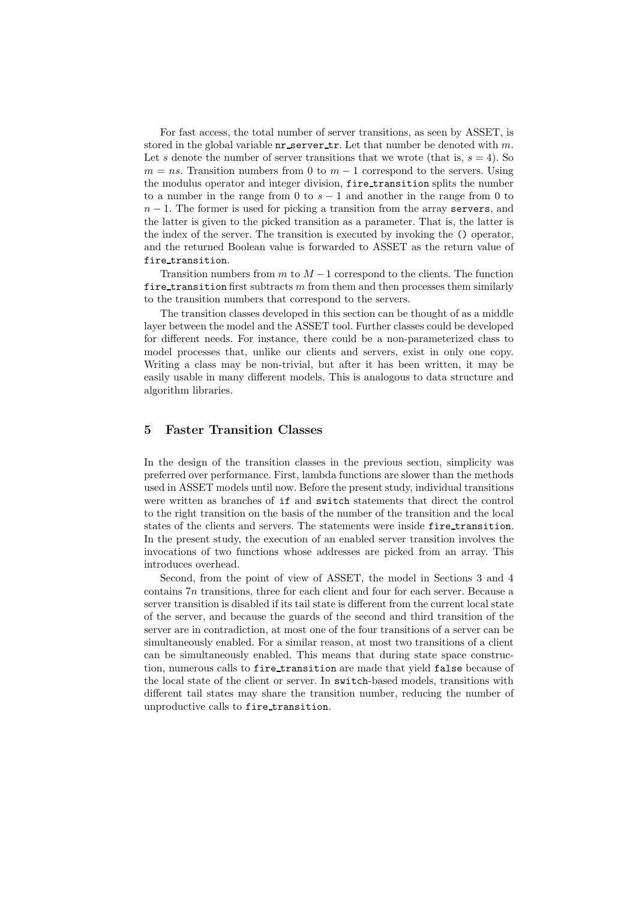For fast access, the total number of server transitions, as seen by ASSET, is stored in the global variable `nr_server_tr`. Let that number be denoted with $m$. Let $s$ denote the number of server transitions that we wrote (that is, $s = 4$). So $m = ns$. Transition numbers from 0 to $m - 1$ correspond to the servers. Using the modulus operator and integer division, `fire_transition` splits the number to a number in the range from 0 to $s - 1$ and another in the range from 0 to $n - 1$. The former is used for picking a transition from the array `servers`, and the latter is given to the picked transition as a parameter. That is, the latter is the index of the server. The transition is executed by invoking the `()` operator, and the returned Boolean value is forwarded to ASSET as the return value of `fire_transition`.

Transition numbers from $m$ to $M - 1$ correspond to the clients. The function `fire_transition` first subtracts $m$ from them and then processes them similarly to the transition numbers that correspond to the servers.

The transition classes developed in this section can be thought of as a middle layer between the model and the ASSET tool. Further classes could be developed for different needs. For instance, there could be a non-parameterized class to model processes that, unlike our clients and servers, exist in only one copy. Writing a class may be non-trivial, but after it has been written, it may be easily usable in many different models. This is analogous to data structure and algorithm libraries.

## 5 Faster Transition Classes

In the design of the transition classes in the previous section, simplicity was preferred over performance. First, lambda functions are slower than the methods used in ASSET models until now. Before the present study, individual transitions were written as branches of `if` and `switch` statements that direct the control to the right transition on the basis of the number of the transition and the local states of the clients and servers. The statements were inside `fire_transition`. In the present study, the execution of an enabled server transition involves the invocations of two functions whose addresses are picked from an array. This introduces overhead.

Second, from the point of view of ASSET, the model in Sections 3 and 4 contains $7n$ transitions, three for each client and four for each server. Because a server transition is disabled if its tail state is different from the current local state of the server, and because the guards of the second and third transition of the server are in contradiction, at most one of the four transitions of a server can be simultaneously enabled. For a similar reason, at most two transitions of a client can be simultaneously enabled. This means that during state space construction, numerous calls to `fire_transition` are made that yield `false` because of the local state of the client or server. In `switch`-based models, transitions with different tail states may share the transition number, reducing the number of unproductive calls to `fire_transition`.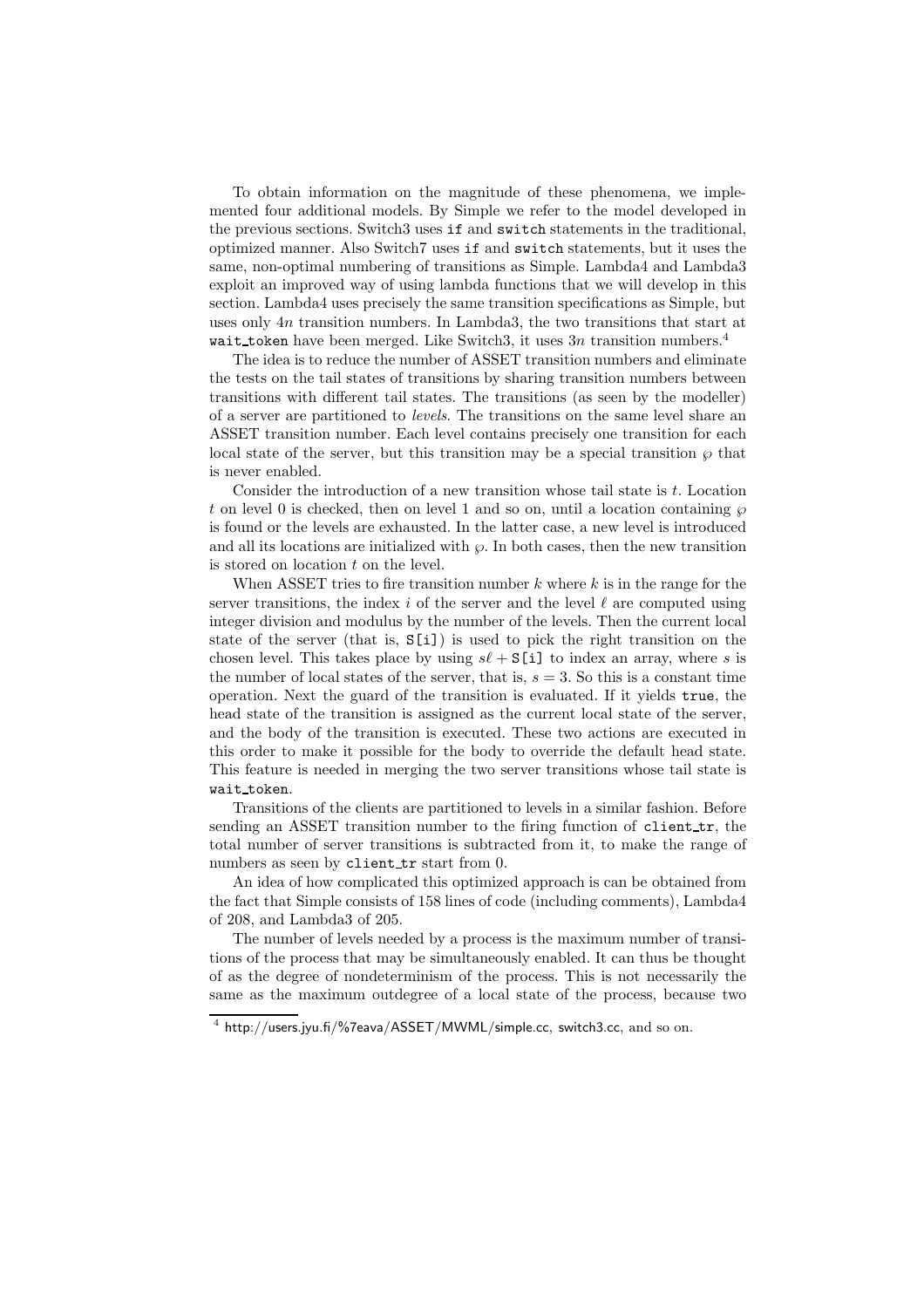To obtain information on the magnitude of these phenomena, we implemented four additional models. By Simple we refer to the model developed in the previous sections. Switch3 uses `if` and `switch` statements in the traditional, optimized manner. Also Switch7 uses `if` and `switch` statements, but it uses the same, non-optimal numbering of transitions as Simple. Lambda4 and Lambda3 exploit an improved way of using lambda functions that we will develop in this section. Lambda4 uses precisely the same transition specifications as Simple, but uses only $4n$ transition numbers. In Lambda3, the two transitions that start at `wait_token` have been merged. Like Switch3, it uses $3n$ transition numbers.[4]

The idea is to reduce the number of ASSET transition numbers and eliminate the tests on the tail states of transitions by sharing transition numbers between transitions with different tail states. The transitions (as seen by the modeller) of a server are partitioned to *levels*. The transitions on the same level share an ASSET transition number. Each level contains precisely one transition for each local state of the server, but this transition may be a special transition $\wp$ that is never enabled.

Consider the introduction of a new transition whose tail state is $t$. Location $t$ on level 0 is checked, then on level 1 and so on, until a location containing $\wp$ is found or the levels are exhausted. In the latter case, a new level is introduced and all its locations are initialized with $\wp$. In both cases, then the new transition is stored on location $t$ on the level.

When ASSET tries to fire transition number $k$ where $k$ is in the range for the server transitions, the index $i$ of the server and the level $\ell$ are computed using integer division and modulus by the number of the levels. Then the current local state of the server (that is, `S[i]`) is used to pick the right transition on the chosen level. This takes place by using $s\ell +$ `S[i]` to index an array, where $s$ is the number of local states of the server, that is, $s = 3$. So this is a constant time operation. Next the guard of the transition is evaluated. If it yields `true`, the head state of the transition is assigned as the current local state of the server, and the body of the transition is executed. These two actions are executed in this order to make it possible for the body to override the default head state. This feature is needed in merging the two server transitions whose tail state is `wait_token`.

Transitions of the clients are partitioned to levels in a similar fashion. Before sending an ASSET transition number to the firing function of `client_tr`, the total number of server transitions is subtracted from it, to make the range of numbers as seen by `client_tr` start from 0.

An idea of how complicated this optimized approach is can be obtained from the fact that Simple consists of 158 lines of code (including comments), Lambda4 of 208, and Lambda3 of 205.

The number of levels needed by a process is the maximum number of transitions of the process that may be simultaneously enabled. It can thus be thought of as the degree of nondeterminism of the process. This is not necessarily the same as the maximum outdegree of a local state of the process, because two

---

[4] http://users.jyu.fi/%7eava/ASSET/MWML/simple.cc, switch3.cc, and so on.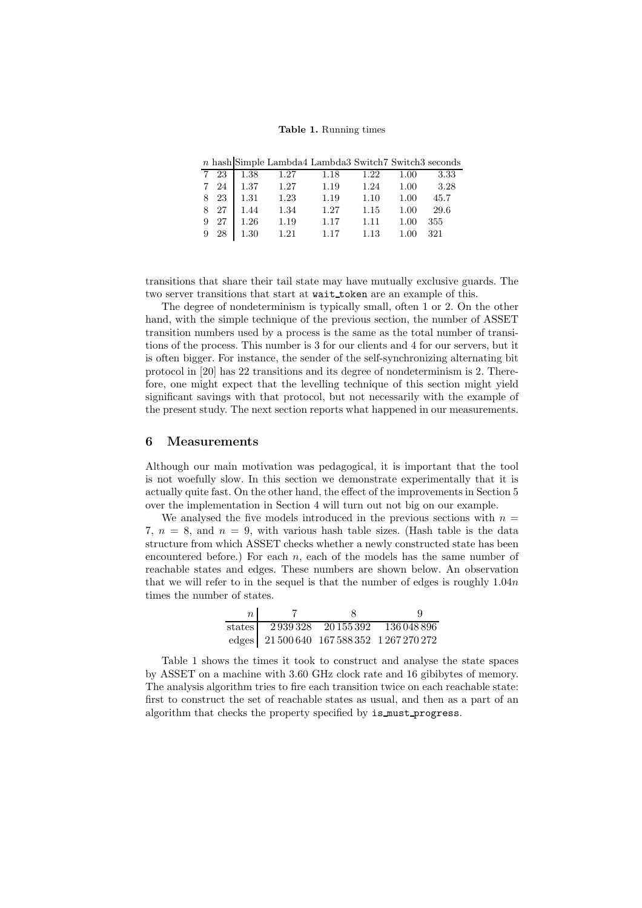**Table 1.** Running times

| $n$ | hash | Simple | Lambda4 | Lambda3 | Switch7 | Switch3 | seconds |
|---|---|---|---|---|---|---|---|
| 7 | 23 | 1.38 | 1.27 | 1.18 | 1.22 | 1.00 | 3.33 |
| 7 | 24 | 1.37 | 1.27 | 1.19 | 1.24 | 1.00 | 3.28 |
| 8 | 23 | 1.31 | 1.23 | 1.19 | 1.10 | 1.00 | 45.7 |
| 8 | 27 | 1.44 | 1.34 | 1.27 | 1.15 | 1.00 | 29.6 |
| 9 | 27 | 1.26 | 1.19 | 1.17 | 1.11 | 1.00 | 355 |
| 9 | 28 | 1.30 | 1.21 | 1.17 | 1.13 | 1.00 | 321 |

transitions that share their tail state may have mutually exclusive guards. The two server transitions that start at `wait_token` are an example of this.

The degree of nondeterminism is typically small, often 1 or 2. On the other hand, with the simple technique of the previous section, the number of ASSET transition numbers used by a process is the same as the total number of transitions of the process. This number is 3 for our clients and 4 for our servers, but it is often bigger. For instance, the sender of the self-synchronizing alternating bit protocol in [20] has 22 transitions and its degree of nondeterminism is 2. Therefore, one might expect that the levelling technique of this section might yield significant savings with that protocol, but not necessarily with the example of the present study. The next section reports what happened in our measurements.

## 6 Measurements

Although our main motivation was pedagogical, it is important that the tool is not woefully slow. In this section we demonstrate experimentally that it is actually quite fast. On the other hand, the effect of the improvements in Section 5 over the implementation in Section 4 will turn out not big on our example.

We analysed the five models introduced in the previous sections with $n = 7$, $n = 8$, and $n = 9$, with various hash table sizes. (Hash table is the data structure from which ASSET checks whether a newly constructed state has been encountered before.) For each $n$, each of the models has the same number of reachable states and edges. These numbers are shown below. An observation that we will refer to in the sequel is that the number of edges is roughly $1.04n$ times the number of states.

| $n$ | 7 | 8 | 9 |
|---|---|---|---|
| states | 2 939 328 | 20 155 392 | 136 048 896 |
| edges | 21 500 640 | 167 588 352 | 1 267 270 272 |

Table 1 shows the times it took to construct and analyse the state spaces by ASSET on a machine with 3.60 GHz clock rate and 16 gibibytes of memory. The analysis algorithm tries to fire each transition twice on each reachable state: first to construct the set of reachable states as usual, and then as a part of an algorithm that checks the property specified by `is_must_progress`.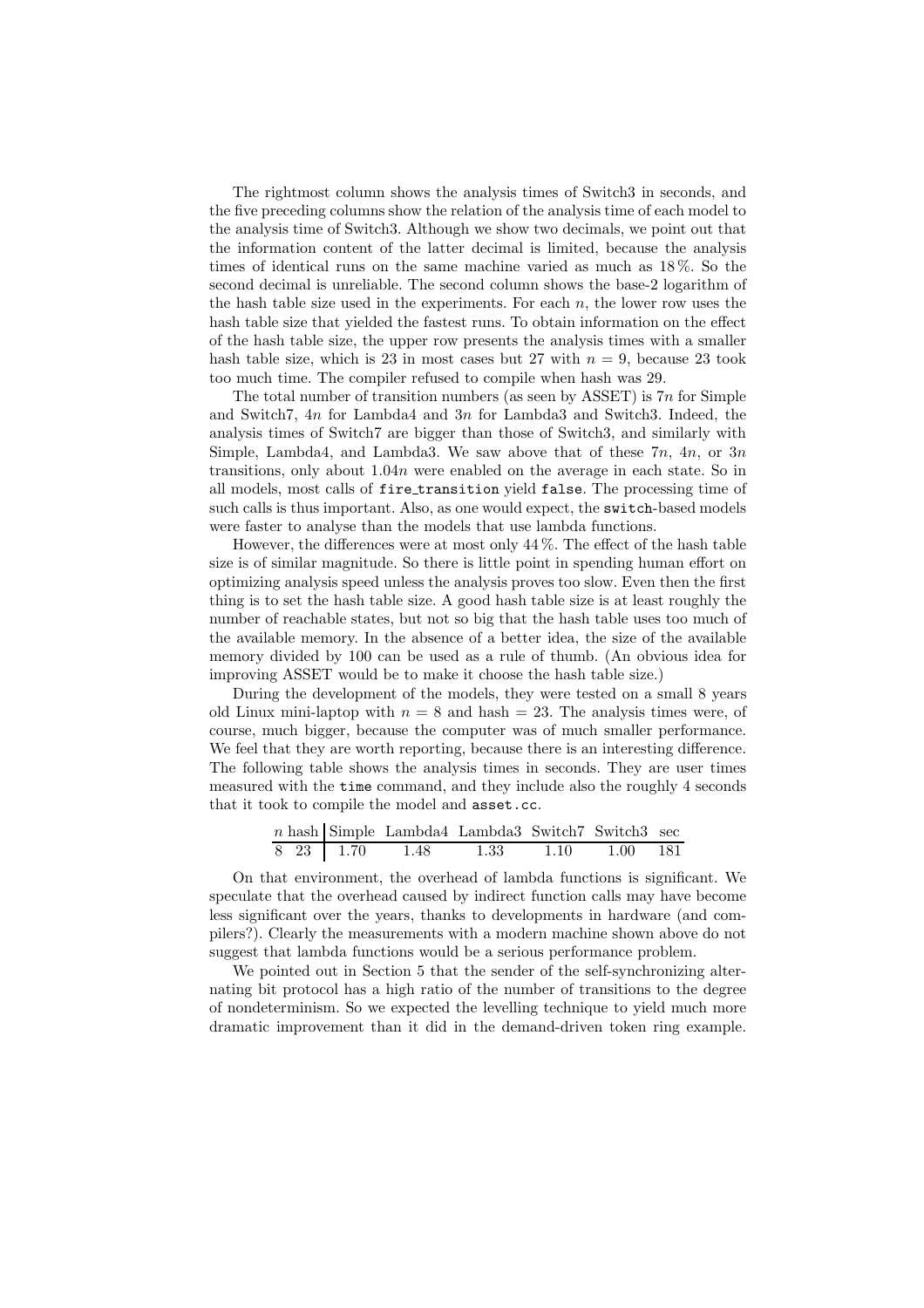The rightmost column shows the analysis times of Switch3 in seconds, and the five preceding columns show the relation of the analysis time of each model to the analysis time of Switch3. Although we show two decimals, we point out that the information content of the latter decimal is limited, because the analysis times of identical runs on the same machine varied as much as 18 %. So the second decimal is unreliable. The second column shows the base-2 logarithm of the hash table size used in the experiments. For each $n$, the lower row uses the hash table size that yielded the fastest runs. To obtain information on the effect of the hash table size, the upper row presents the analysis times with a smaller hash table size, which is 23 in most cases but 27 with $n = 9$, because 23 took too much time. The compiler refused to compile when hash was 29.

The total number of transition numbers (as seen by ASSET) is $7n$ for Simple and Switch7, $4n$ for Lambda4 and $3n$ for Lambda3 and Switch3. Indeed, the analysis times of Switch7 are bigger than those of Switch3, and similarly with Simple, Lambda4, and Lambda3. We saw above that of these $7n$, $4n$, or $3n$ transitions, only about $1.04n$ were enabled on the average in each state. So in all models, most calls of `fire_transition` yield `false`. The processing time of such calls is thus important. Also, as one would expect, the `switch`-based models were faster to analyse than the models that use lambda functions.

However, the differences were at most only 44 %. The effect of the hash table size is of similar magnitude. So there is little point in spending human effort on optimizing analysis speed unless the analysis proves too slow. Even then the first thing is to set the hash table size. A good hash table size is at least roughly the number of reachable states, but not so big that the hash table uses too much of the available memory. In the absence of a better idea, the size of the available memory divided by 100 can be used as a rule of thumb. (An obvious idea for improving ASSET would be to make it choose the hash table size.)

During the development of the models, they were tested on a small 8 years old Linux mini-laptop with $n = 8$ and hash = 23. The analysis times were, of course, much bigger, because the computer was of much smaller performance. We feel that they are worth reporting, because there is an interesting difference. The following table shows the analysis times in seconds. They are user times measured with the `time` command, and they include also the roughly 4 seconds that it took to compile the model and `asset.cc`.

| $n$ | hash | Simple | Lambda4 | Lambda3 | Switch7 | Switch3 | sec |
|---|---|---|---|---|---|---|---|
| 8 | 23 | 1.70 | 1.48 | 1.33 | 1.10 | 1.00 | 181 |

On that environment, the overhead of lambda functions is significant. We speculate that the overhead caused by indirect function calls may have become less significant over the years, thanks to developments in hardware (and compilers?). Clearly the measurements with a modern machine shown above do not suggest that lambda functions would be a serious performance problem.

We pointed out in Section 5 that the sender of the self-synchronizing alternating bit protocol has a high ratio of the number of transitions to the degree of nondeterminism. So we expected the levelling technique to yield much more dramatic improvement than it did in the demand-driven token ring example.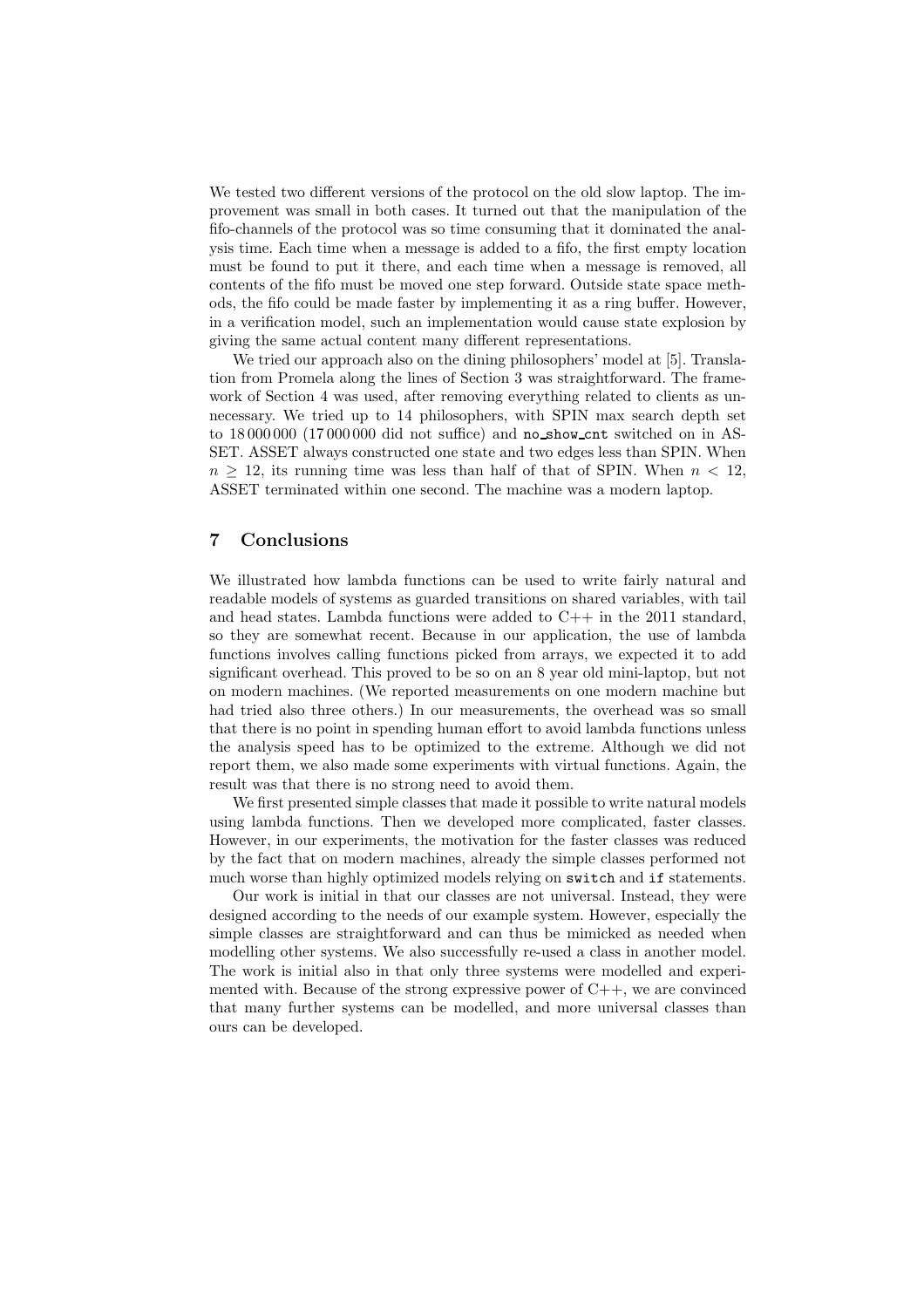We tested two different versions of the protocol on the old slow laptop. The improvement was small in both cases. It turned out that the manipulation of the fifo-channels of the protocol was so time consuming that it dominated the analysis time. Each time when a message is added to a fifo, the first empty location must be found to put it there, and each time when a message is removed, all contents of the fifo must be moved one step forward. Outside state space methods, the fifo could be made faster by implementing it as a ring buffer. However, in a verification model, such an implementation would cause state explosion by giving the same actual content many different representations.

We tried our approach also on the dining philosophers' model at [5]. Translation from Promela along the lines of Section 3 was straightforward. The framework of Section 4 was used, after removing everything related to clients as unnecessary. We tried up to 14 philosophers, with SPIN max search depth set to 18 000 000 (17 000 000 did not suffice) and `no_show_cnt` switched on in ASSET. ASSET always constructed one state and two edges less than SPIN. When $n \geq 12$, its running time was less than half of that of SPIN. When $n < 12$, ASSET terminated within one second. The machine was a modern laptop.

## 7 Conclusions

We illustrated how lambda functions can be used to write fairly natural and readable models of systems as guarded transitions on shared variables, with tail and head states. Lambda functions were added to C++ in the 2011 standard, so they are somewhat recent. Because in our application, the use of lambda functions involves calling functions picked from arrays, we expected it to add significant overhead. This proved to be so on an 8 year old mini-laptop, but not on modern machines. (We reported measurements on one modern machine but had tried also three others.) In our measurements, the overhead was so small that there is no point in spending human effort to avoid lambda functions unless the analysis speed has to be optimized to the extreme. Although we did not report them, we also made some experiments with virtual functions. Again, the result was that there is no strong need to avoid them.

We first presented simple classes that made it possible to write natural models using lambda functions. Then we developed more complicated, faster classes. However, in our experiments, the motivation for the faster classes was reduced by the fact that on modern machines, already the simple classes performed not much worse than highly optimized models relying on `switch` and `if` statements.

Our work is initial in that our classes are not universal. Instead, they were designed according to the needs of our example system. However, especially the simple classes are straightforward and can thus be mimicked as needed when modelling other systems. We also successfully re-used a class in another model. The work is initial also in that only three systems were modelled and experimented with. Because of the strong expressive power of C++, we are convinced that many further systems can be modelled, and more universal classes than ours can be developed.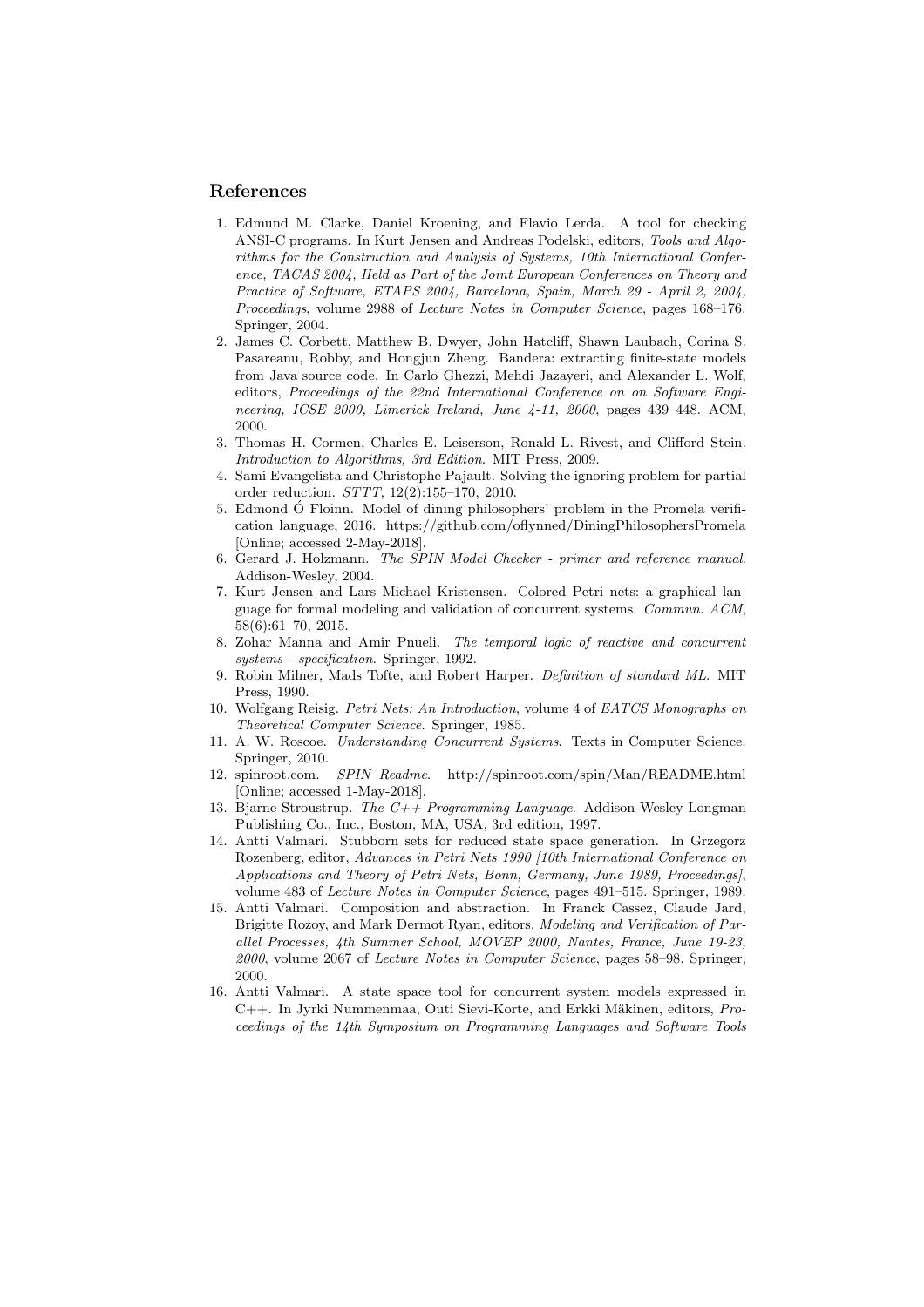## References

1. Edmund M. Clarke, Daniel Kroening, and Flavio Lerda. A tool for checking ANSI-C programs. In Kurt Jensen and Andreas Podelski, editors, *Tools and Algorithms for the Construction and Analysis of Systems, 10th International Conference, TACAS 2004, Held as Part of the Joint European Conferences on Theory and Practice of Software, ETAPS 2004, Barcelona, Spain, March 29 - April 2, 2004, Proceedings*, volume 2988 of *Lecture Notes in Computer Science*, pages 168–176. Springer, 2004.
2. James C. Corbett, Matthew B. Dwyer, John Hatcliff, Shawn Laubach, Corina S. Pasareanu, Robby, and Hongjun Zheng. Bandera: extracting finite-state models from Java source code. In Carlo Ghezzi, Mehdi Jazayeri, and Alexander L. Wolf, editors, *Proceedings of the 22nd International Conference on on Software Engineering, ICSE 2000, Limerick Ireland, June 4-11, 2000*, pages 439–448. ACM, 2000.
3. Thomas H. Cormen, Charles E. Leiserson, Ronald L. Rivest, and Clifford Stein. *Introduction to Algorithms, 3rd Edition*. MIT Press, 2009.
4. Sami Evangelista and Christophe Pajault. Solving the ignoring problem for partial order reduction. *STTT*, 12(2):155–170, 2010.
5. Edmond Ó Floinn. Model of dining philosophers' problem in the Promela verification language, 2016. https://github.com/oflynned/DiningPhilosophersPromela [Online; accessed 2-May-2018].
6. Gerard J. Holzmann. *The SPIN Model Checker - primer and reference manual*. Addison-Wesley, 2004.
7. Kurt Jensen and Lars Michael Kristensen. Colored Petri nets: a graphical language for formal modeling and validation of concurrent systems. *Commun. ACM*, 58(6):61–70, 2015.
8. Zohar Manna and Amir Pnueli. *The temporal logic of reactive and concurrent systems - specification*. Springer, 1992.
9. Robin Milner, Mads Tofte, and Robert Harper. *Definition of standard ML*. MIT Press, 1990.
10. Wolfgang Reisig. *Petri Nets: An Introduction*, volume 4 of *EATCS Monographs on Theoretical Computer Science*. Springer, 1985.
11. A. W. Roscoe. *Understanding Concurrent Systems*. Texts in Computer Science. Springer, 2010.
12. spinroot.com. *SPIN Readme*. http://spinroot.com/spin/Man/README.html [Online; accessed 1-May-2018].
13. Bjarne Stroustrup. *The C++ Programming Language*. Addison-Wesley Longman Publishing Co., Inc., Boston, MA, USA, 3rd edition, 1997.
14. Antti Valmari. Stubborn sets for reduced state space generation. In Grzegorz Rozenberg, editor, *Advances in Petri Nets 1990 [10th International Conference on Applications and Theory of Petri Nets, Bonn, Germany, June 1989, Proceedings]*, volume 483 of *Lecture Notes in Computer Science*, pages 491–515. Springer, 1989.
15. Antti Valmari. Composition and abstraction. In Franck Cassez, Claude Jard, Brigitte Rozoy, and Mark Dermot Ryan, editors, *Modeling and Verification of Parallel Processes, 4th Summer School, MOVEP 2000, Nantes, France, June 19-23, 2000*, volume 2067 of *Lecture Notes in Computer Science*, pages 58–98. Springer, 2000.
16. Antti Valmari. A state space tool for concurrent system models expressed in C++. In Jyrki Nummenmaa, Outi Sievi-Korte, and Erkki Mäkinen, editors, *Proceedings of the 14th Symposium on Programming Languages and Software Tools*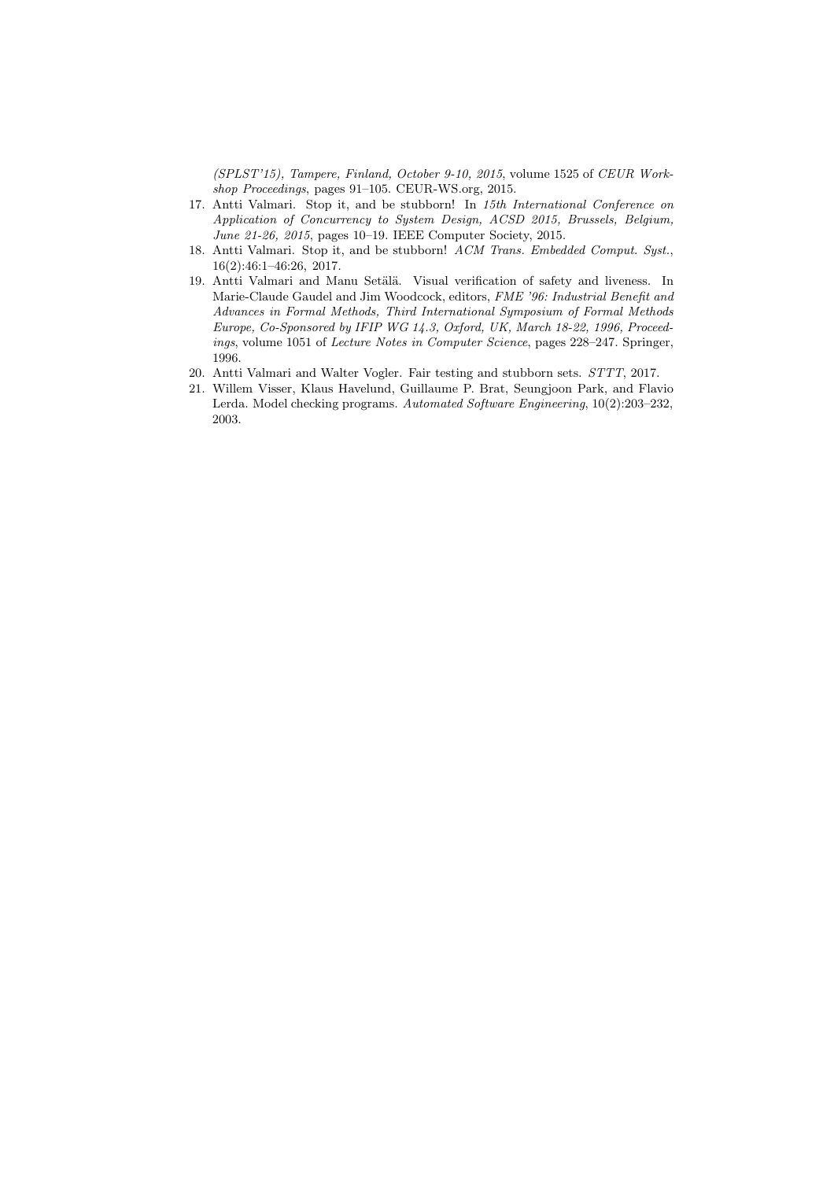*(SPLST'15), Tampere, Finland, October 9-10, 2015*, volume 1525 of *CEUR Workshop Proceedings*, pages 91–105. CEUR-WS.org, 2015.

17. Antti Valmari. Stop it, and be stubborn! In *15th International Conference on Application of Concurrency to System Design, ACSD 2015, Brussels, Belgium, June 21-26, 2015*, pages 10–19. IEEE Computer Society, 2015.
18. Antti Valmari. Stop it, and be stubborn! *ACM Trans. Embedded Comput. Syst.*, 16(2):46:1–46:26, 2017.
19. Antti Valmari and Manu Setälä. Visual verification of safety and liveness. In Marie-Claude Gaudel and Jim Woodcock, editors, *FME '96: Industrial Benefit and Advances in Formal Methods, Third International Symposium of Formal Methods Europe, Co-Sponsored by IFIP WG 14.3, Oxford, UK, March 18-22, 1996, Proceedings*, volume 1051 of *Lecture Notes in Computer Science*, pages 228–247. Springer, 1996.
20. Antti Valmari and Walter Vogler. Fair testing and stubborn sets. *STTT*, 2017.
21. Willem Visser, Klaus Havelund, Guillaume P. Brat, Seungjoon Park, and Flavio Lerda. Model checking programs. *Automated Software Engineering*, 10(2):203–232, 2003.